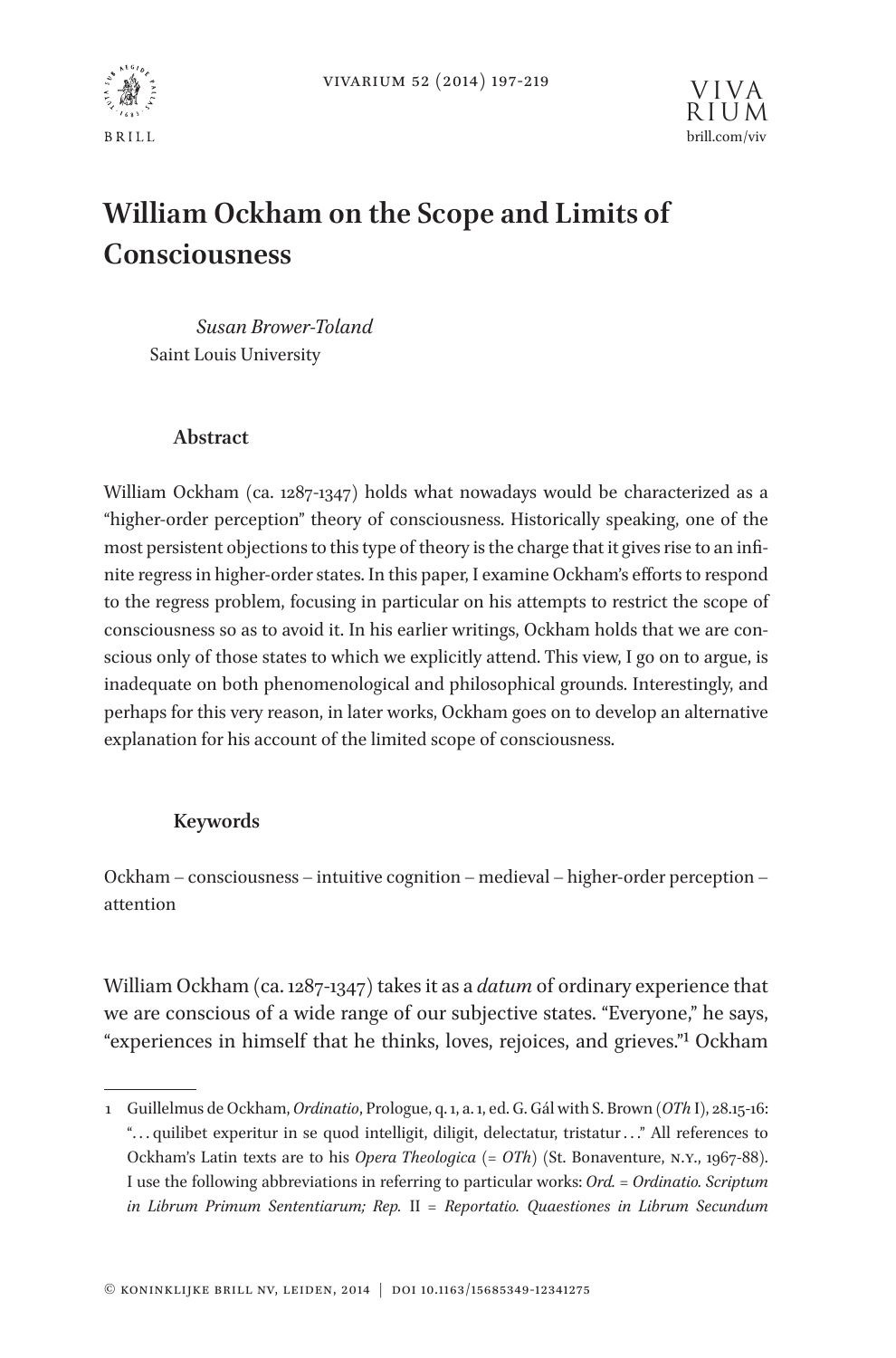# William Ockham on the Scope and Limits of Consciousness

*Susan Brower-Toland*
Saint Louis University

### Abstract

William Ockham (ca. 1287-1347) holds what nowadays would be characterized as a "higher-order perception" theory of consciousness. Historically speaking, one of the most persistent objections to this type of theory is the charge that it gives rise to an infinite regress in higher-order states. In this paper, I examine Ockham's efforts to respond to the regress problem, focusing in particular on his attempts to restrict the scope of consciousness so as to avoid it. In his earlier writings, Ockham holds that we are conscious only of those states to which we explicitly attend. This view, I go on to argue, is inadequate on both phenomenological and philosophical grounds. Interestingly, and perhaps for this very reason, in later works, Ockham goes on to develop an alternative explanation for his account of the limited scope of consciousness.

### Keywords

Ockham – consciousness – intuitive cognition – medieval – higher-order perception – attention

William Ockham (ca. 1287-1347) takes it as a *datum* of ordinary experience that we are conscious of a wide range of our subjective states. "Everyone," he says, "experiences in himself that he thinks, loves, rejoices, and grieves."[1] Ockham

---

1 Guillelmus de Ockham, *Ordinatio*, Prologue, q. 1, a. 1, ed. G. Gál with S. Brown (*OTh* I), 28.15-16: "... quilibet experitur in se quod intelligit, diligit, delectatur, tristatur ..." All references to Ockham's Latin texts are to his *Opera Theologica* (= *OTh*) (St. Bonaventure, N.Y., 1967-88). I use the following abbreviations in referring to particular works: *Ord.* = *Ordinatio. Scriptum in Librum Primum Sententiarum; Rep.* II = *Reportatio. Quaestiones in Librum Secundum*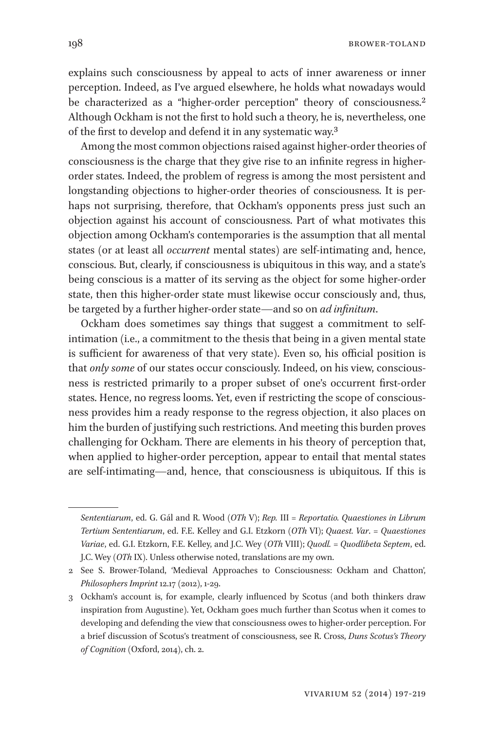explains such consciousness by appeal to acts of inner awareness or inner perception. Indeed, as I've argued elsewhere, he holds what nowadays would be characterized as a "higher-order perception" theory of consciousness.[2] Although Ockham is not the first to hold such a theory, he is, nevertheless, one of the first to develop and defend it in any systematic way.[3]

Among the most common objections raised against higher-order theories of consciousness is the charge that they give rise to an infinite regress in higher-order states. Indeed, the problem of regress is among the most persistent and longstanding objections to higher-order theories of consciousness. It is perhaps not surprising, therefore, that Ockham's opponents press just such an objection against his account of consciousness. Part of what motivates this objection among Ockham's contemporaries is the assumption that all mental states (or at least all *occurrent* mental states) are self-intimating and, hence, conscious. But, clearly, if consciousness is ubiquitous in this way, and a state's being conscious is a matter of its serving as the object for some higher-order state, then this higher-order state must likewise occur consciously and, thus, be targeted by a further higher-order state—and so on *ad infinitum*.

Ockham does sometimes say things that suggest a commitment to self-intimation (i.e., a commitment to the thesis that being in a given mental state is sufficient for awareness of that very state). Even so, his official position is that *only some* of our states occur consciously. Indeed, on his view, consciousness is restricted primarily to a proper subset of one's occurrent first-order states. Hence, no regress looms. Yet, even if restricting the scope of consciousness provides him a ready response to the regress objection, it also places on him the burden of justifying such restrictions. And meeting this burden proves challenging for Ockham. There are elements in his theory of perception that, when applied to higher-order perception, appear to entail that mental states are self-intimating—and, hence, that consciousness is ubiquitous. If this is

---

*Sententiarum*, ed. G. Gál and R. Wood (*OTh* V); *Rep.* III = *Reportatio. Quaestiones in Librum Tertium Sententiarum*, ed. F.E. Kelley and G.I. Etzkorn (*OTh* VI); *Quaest. Var*. = *Quaestiones Variae*, ed. G.I. Etzkorn, F.E. Kelley, and J.C. Wey (*OTh* VIII); *Quodl.* = *Quodlibeta Septem*, ed. J.C. Wey (*OTh* IX). Unless otherwise noted, translations are my own.

2 See S. Brower-Toland, 'Medieval Approaches to Consciousness: Ockham and Chatton', *Philosophers Imprint* 12.17 (2012), 1-29.

3 Ockham's account is, for example, clearly influenced by Scotus (and both thinkers draw inspiration from Augustine). Yet, Ockham goes much further than Scotus when it comes to developing and defending the view that consciousness owes to higher-order perception. For a brief discussion of Scotus's treatment of consciousness, see R. Cross, *Duns Scotus's Theory of Cognition* (Oxford, 2014), ch. 2.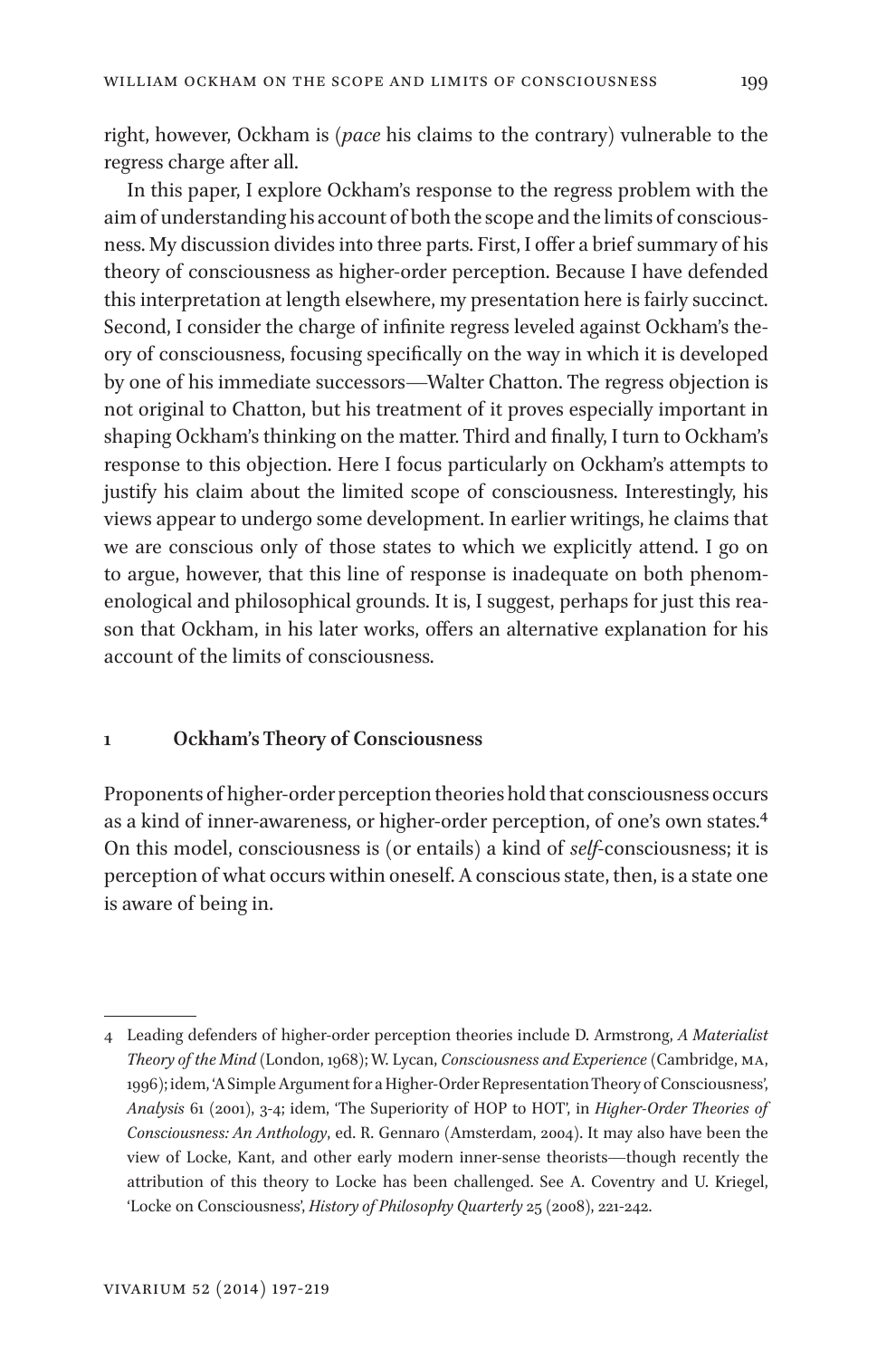right, however, Ockham is (*pace* his claims to the contrary) vulnerable to the regress charge after all.

In this paper, I explore Ockham's response to the regress problem with the aim of understanding his account of both the scope and the limits of consciousness. My discussion divides into three parts. First, I offer a brief summary of his theory of consciousness as higher-order perception. Because I have defended this interpretation at length elsewhere, my presentation here is fairly succinct. Second, I consider the charge of infinite regress leveled against Ockham's theory of consciousness, focusing specifically on the way in which it is developed by one of his immediate successors—Walter Chatton. The regress objection is not original to Chatton, but his treatment of it proves especially important in shaping Ockham's thinking on the matter. Third and finally, I turn to Ockham's response to this objection. Here I focus particularly on Ockham's attempts to justify his claim about the limited scope of consciousness. Interestingly, his views appear to undergo some development. In earlier writings, he claims that we are conscious only of those states to which we explicitly attend. I go on to argue, however, that this line of response is inadequate on both phenomenological and philosophical grounds. It is, I suggest, perhaps for just this reason that Ockham, in his later works, offers an alternative explanation for his account of the limits of consciousness.

## 1 Ockham's Theory of Consciousness

Proponents of higher-order perception theories hold that consciousness occurs as a kind of inner-awareness, or higher-order perception, of one's own states.[4] On this model, consciousness is (or entails) a kind of *self*-consciousness; it is perception of what occurs within oneself. A conscious state, then, is a state one is aware of being in.

---

4 Leading defenders of higher-order perception theories include D. Armstrong, *A Materialist Theory of the Mind* (London, 1968); W. Lycan, *Consciousness and Experience* (Cambridge, MA, 1996); idem, 'A Simple Argument for a Higher-Order Representation Theory of Consciousness', *Analysis* 61 (2001), 3-4; idem, 'The Superiority of HOP to HOT', in *Higher-Order Theories of Consciousness: An Anthology*, ed. R. Gennaro (Amsterdam, 2004). It may also have been the view of Locke, Kant, and other early modern inner-sense theorists—though recently the attribution of this theory to Locke has been challenged. See A. Coventry and U. Kriegel, 'Locke on Consciousness', *History of Philosophy Quarterly* 25 (2008), 221-242.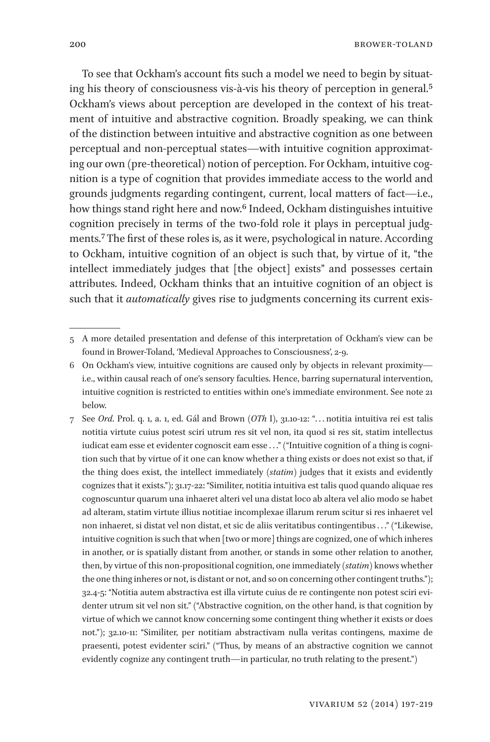To see that Ockham's account fits such a model we need to begin by situating his theory of consciousness vis-à-vis his theory of perception in general.[5] Ockham's views about perception are developed in the context of his treatment of intuitive and abstractive cognition. Broadly speaking, we can think of the distinction between intuitive and abstractive cognition as one between perceptual and non-perceptual states—with intuitive cognition approximating our own (pre-theoretical) notion of perception. For Ockham, intuitive cognition is a type of cognition that provides immediate access to the world and grounds judgments regarding contingent, current, local matters of fact—i.e., how things stand right here and now.[6] Indeed, Ockham distinguishes intuitive cognition precisely in terms of the two-fold role it plays in perceptual judgments.[7] The first of these roles is, as it were, psychological in nature. According to Ockham, intuitive cognition of an object is such that, by virtue of it, "the intellect immediately judges that [the object] exists" and possesses certain attributes. Indeed, Ockham thinks that an intuitive cognition of an object is such that it *automatically* gives rise to judgments concerning its current exis-

---

5 A more detailed presentation and defense of this interpretation of Ockham's view can be found in Brower-Toland, 'Medieval Approaches to Consciousness', 2-9.

6 On Ockham's view, intuitive cognitions are caused only by objects in relevant proximity—i.e., within causal reach of one's sensory faculties. Hence, barring supernatural intervention, intuitive cognition is restricted to entities within one's immediate environment. See note 21 below.

7 See *Ord.* Prol. q. 1, a. 1, ed. Gál and Brown (*OTh* I), 31.10-12: "... notitia intuitiva rei est talis notitia virtute cuius potest sciri utrum res sit vel non, ita quod si res sit, statim intellectus iudicat eam esse et evidenter cognoscit eam esse ..." ("Intuitive cognition of a thing is cognition such that by virtue of it one can know whether a thing exists or does not exist so that, if the thing does exist, the intellect immediately (*statim*) judges that it exists and evidently cognizes that it exists."); 31.17-22: "Similiter, notitia intuitiva est talis quod quando aliquae res cognoscuntur quarum una inhaeret alteri vel una distat loco ab altera vel alio modo se habet ad alteram, statim virtute illius notitiae incomplexae illarum rerum scitur si res inhaeret vel non inhaeret, si distat vel non distat, et sic de aliis veritatibus contingentibus ..." ("Likewise, intuitive cognition is such that when [two or more] things are cognized, one of which inheres in another, or is spatially distant from another, or stands in some other relation to another, then, by virtue of this non-propositional cognition, one immediately (*statim*) knows whether the one thing inheres or not, is distant or not, and so on concerning other contingent truths."); 32.4-5: "Notitia autem abstractiva est illa virtute cuius de re contingente non potest sciri evidenter utrum sit vel non sit." ("Abstractive cognition, on the other hand, is that cognition by virtue of which we cannot know concerning some contingent thing whether it exists or does not."); 32.10-11: "Similiter, per notitiam abstractivam nulla veritas contingens, maxime de praesenti, potest evidenter sciri." ("Thus, by means of an abstractive cognition we cannot evidently cognize any contingent truth—in particular, no truth relating to the present.")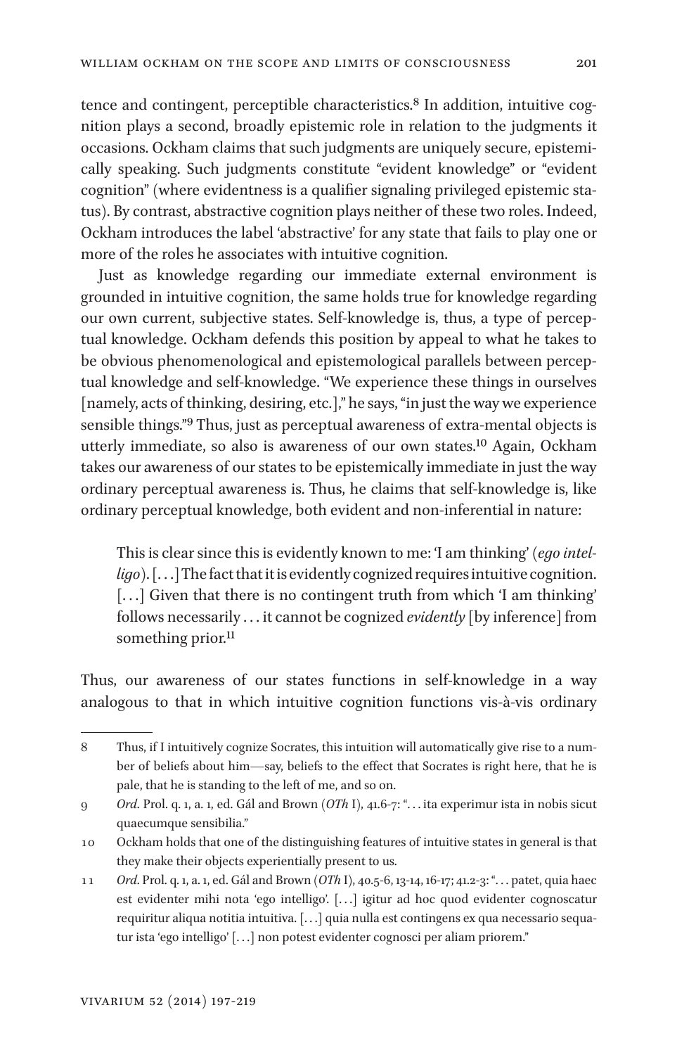tence and contingent, perceptible characteristics.[8] In addition, intuitive cognition plays a second, broadly epistemic role in relation to the judgments it occasions. Ockham claims that such judgments are uniquely secure, epistemically speaking. Such judgments constitute "evident knowledge" or "evident cognition" (where evidentness is a qualifier signaling privileged epistemic status). By contrast, abstractive cognition plays neither of these two roles. Indeed, Ockham introduces the label 'abstractive' for any state that fails to play one or more of the roles he associates with intuitive cognition.

Just as knowledge regarding our immediate external environment is grounded in intuitive cognition, the same holds true for knowledge regarding our own current, subjective states. Self-knowledge is, thus, a type of perceptual knowledge. Ockham defends this position by appeal to what he takes to be obvious phenomenological and epistemological parallels between perceptual knowledge and self-knowledge. "We experience these things in ourselves [namely, acts of thinking, desiring, etc.]," he says, "in just the way we experience sensible things."[9] Thus, just as perceptual awareness of extra-mental objects is utterly immediate, so also is awareness of our own states.[10] Again, Ockham takes our awareness of our states to be epistemically immediate in just the way ordinary perceptual awareness is. Thus, he claims that self-knowledge is, like ordinary perceptual knowledge, both evident and non-inferential in nature:

> This is clear since this is evidently known to me: 'I am thinking' (*ego intelligo*). [...] The fact that it is evidently cognized requires intuitive cognition. [...] Given that there is no contingent truth from which 'I am thinking' follows necessarily ... it cannot be cognized *evidently* [by inference] from something prior.[11]

Thus, our awareness of our states functions in self-knowledge in a way analogous to that in which intuitive cognition functions vis-à-vis ordinary

---

8 Thus, if I intuitively cognize Socrates, this intuition will automatically give rise to a number of beliefs about him—say, beliefs to the effect that Socrates is right here, that he is pale, that he is standing to the left of me, and so on.

9 *Ord.* Prol. q. 1, a. 1, ed. Gál and Brown (*OTh* I), 41.6-7: "... ita experimur ista in nobis sicut quaecumque sensibilia."

10 Ockham holds that one of the distinguishing features of intuitive states in general is that they make their objects experientially present to us.

11 *Ord.* Prol. q. 1, a. 1, ed. Gál and Brown (*OTh* I), 40.5-6, 13-14, 16-17; 41.2-3: "... patet, quia haec est evidenter mihi nota 'ego intelligo'. [...] igitur ad hoc quod evidenter cognoscatur requiritur aliqua notitia intuitiva. [...] quia nulla est contingens ex qua necessario sequatur ista 'ego intelligo' [...] non potest evidenter cognosci per aliam priorem."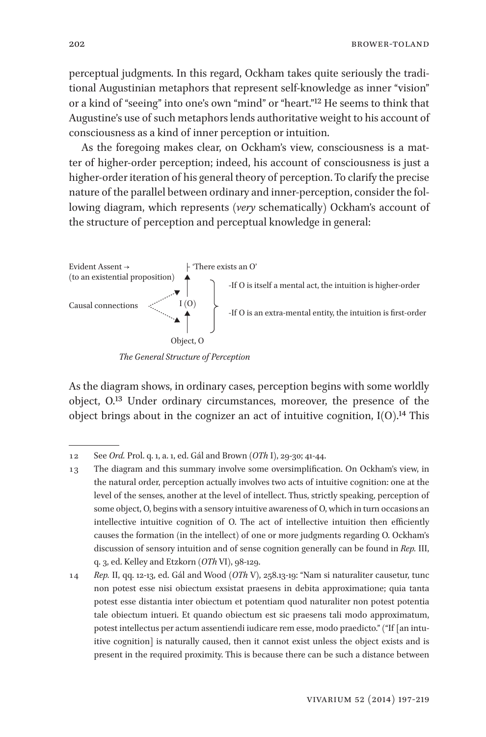perceptual judgments. In this regard, Ockham takes quite seriously the traditional Augustinian metaphors that represent self-knowledge as inner "vision" or a kind of "seeing" into one's own "mind" or "heart."[12] He seems to think that Augustine's use of such metaphors lends authoritative weight to his account of consciousness as a kind of inner perception or intuition.

As the foregoing makes clear, on Ockham's view, consciousness is a matter of higher-order perception; indeed, his account of consciousness is just a higher-order iteration of his general theory of perception. To clarify the precise nature of the parallel between ordinary and inner-perception, consider the following diagram, which represents (*very* schematically) Ockham's account of the structure of perception and perceptual knowledge in general:

Evident Assent →
(to an existential proposition)

├ 'There exists an O'

Causal connections

I (O)

-If O is itself a mental act, the intuition is higher-order

-If O is an extra-mental entity, the intuition is first-order

Object, O

*The General Structure of Perception*

As the diagram shows, in ordinary cases, perception begins with some worldly object, O.[13] Under ordinary circumstances, moreover, the presence of the object brings about in the cognizer an act of intuitive cognition, I(O).[14] This

---

12 See *Ord.* Prol. q. 1, a. 1, ed. Gál and Brown (*OTh* I), 29-30; 41-44.

13 The diagram and this summary involve some oversimplification. On Ockham's view, in the natural order, perception actually involves two acts of intuitive cognition: one at the level of the senses, another at the level of intellect. Thus, strictly speaking, perception of some object, O, begins with a sensory intuitive awareness of O, which in turn occasions an intellective intuitive cognition of O. The act of intellective intuition then efficiently causes the formation (in the intellect) of one or more judgments regarding O. Ockham's discussion of sensory intuition and of sense cognition generally can be found in *Rep.* III, q. 3, ed. Kelley and Etzkorn (*OTh* VI), 98-129.

14 *Rep.* II, qq. 12-13, ed. Gál and Wood (*OTh* V), 258.13-19: "Nam si naturaliter causetur, tunc non potest esse nisi obiectum exsistat praesens in debita approximatione; quia tanta potest esse distantia inter obiectum et potentiam quod naturaliter non potest potentia tale obiectum intueri. Et quando obiectum est sic praesens tali modo approximatum, potest intellectus per actum assentiendi iudicare rem esse, modo praedicto." ("If [an intuitive cognition] is naturally caused, then it cannot exist unless the object exists and is present in the required proximity. This is because there can be such a distance between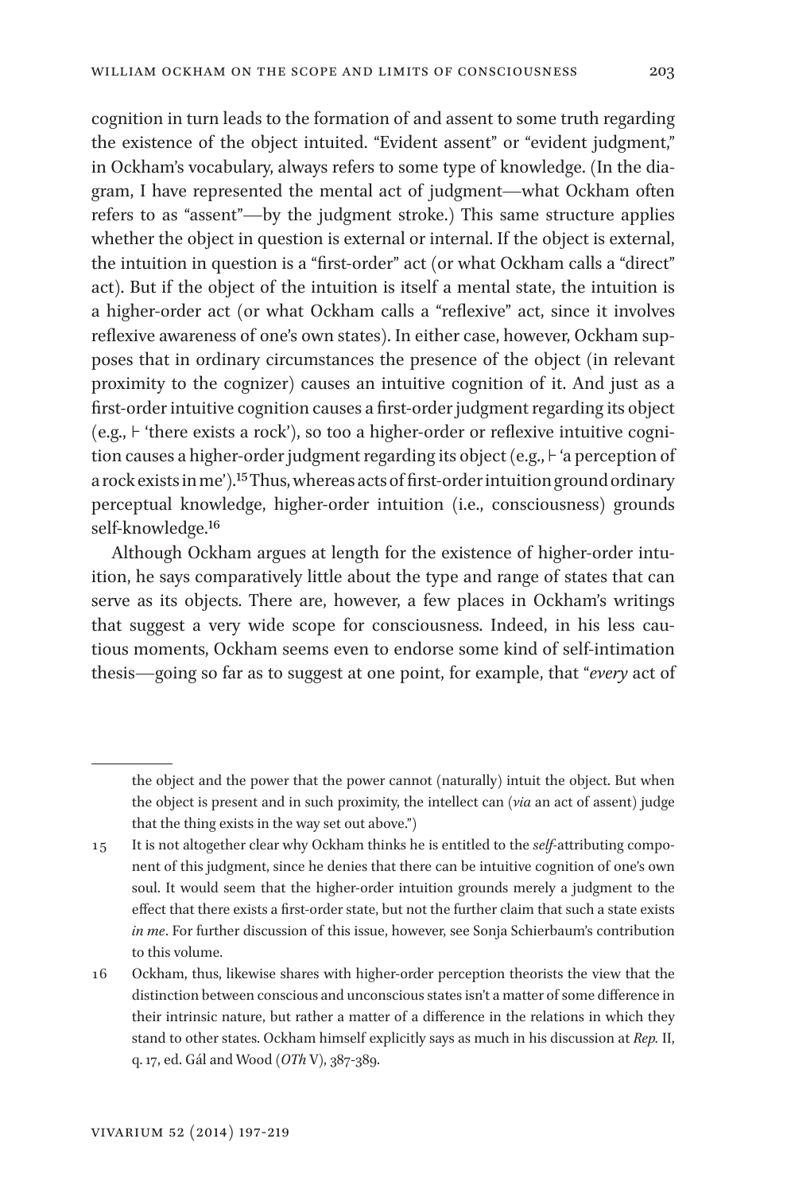cognition in turn leads to the formation of and assent to some truth regarding the existence of the object intuited. "Evident assent" or "evident judgment," in Ockham's vocabulary, always refers to some type of knowledge. (In the diagram, I have represented the mental act of judgment—what Ockham often refers to as "assent"—by the judgment stroke.) This same structure applies whether the object in question is external or internal. If the object is external, the intuition in question is a "first-order" act (or what Ockham calls a "direct" act). But if the object of the intuition is itself a mental state, the intuition is a higher-order act (or what Ockham calls a "reflexive" act, since it involves reflexive awareness of one's own states). In either case, however, Ockham supposes that in ordinary circumstances the presence of the object (in relevant proximity to the cognizer) causes an intuitive cognition of it. And just as a first-order intuitive cognition causes a first-order judgment regarding its object (e.g., ⊢ 'there exists a rock'), so too a higher-order or reflexive intuitive cognition causes a higher-order judgment regarding its object (e.g., ⊢ 'a perception of a rock exists in me').[15] Thus, whereas acts of first-order intuition ground ordinary perceptual knowledge, higher-order intuition (i.e., consciousness) grounds self-knowledge.[16]

Although Ockham argues at length for the existence of higher-order intuition, he says comparatively little about the type and range of states that can serve as its objects. There are, however, a few places in Ockham's writings that suggest a very wide scope for consciousness. Indeed, in his less cautious moments, Ockham seems even to endorse some kind of self-intimation thesis—going so far as to suggest at one point, for example, that "*every* act of

---

the object and the power that the power cannot (naturally) intuit the object. But when the object is present and in such proximity, the intellect can (*via* an act of assent) judge that the thing exists in the way set out above.")

15 It is not altogether clear why Ockham thinks he is entitled to the *self*-attributing component of this judgment, since he denies that there can be intuitive cognition of one's own soul. It would seem that the higher-order intuition grounds merely a judgment to the effect that there exists a first-order state, but not the further claim that such a state exists *in me*. For further discussion of this issue, however, see Sonja Schierbaum's contribution to this volume.

16 Ockham, thus, likewise shares with higher-order perception theorists the view that the distinction between conscious and unconscious states isn't a matter of some difference in their intrinsic nature, but rather a matter of a difference in the relations in which they stand to other states. Ockham himself explicitly says as much in his discussion at *Rep.* II, q. 17, ed. Gál and Wood (*OTh* V), 387-389.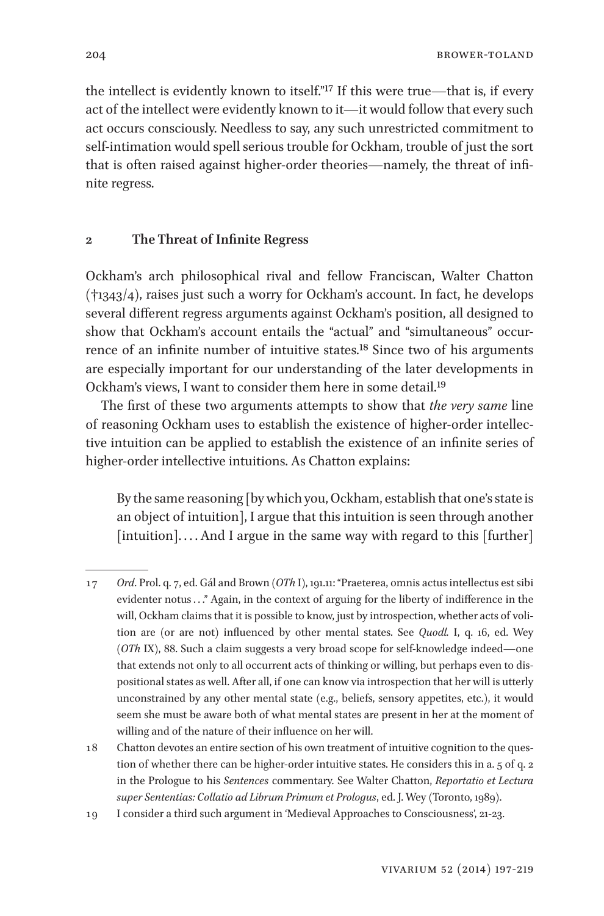the intellect is evidently known to itself."[17] If this were true—that is, if every act of the intellect were evidently known to it—it would follow that every such act occurs consciously. Needless to say, any such unrestricted commitment to self-intimation would spell serious trouble for Ockham, trouble of just the sort that is often raised against higher-order theories—namely, the threat of infinite regress.

## 2 The Threat of Infinite Regress

Ockham's arch philosophical rival and fellow Franciscan, Walter Chatton (†1343/4), raises just such a worry for Ockham's account. In fact, he develops several different regress arguments against Ockham's position, all designed to show that Ockham's account entails the "actual" and "simultaneous" occurrence of an infinite number of intuitive states.[18] Since two of his arguments are especially important for our understanding of the later developments in Ockham's views, I want to consider them here in some detail.[19]

The first of these two arguments attempts to show that *the very same* line of reasoning Ockham uses to establish the existence of higher-order intellective intuition can be applied to establish the existence of an infinite series of higher-order intellective intuitions. As Chatton explains:

> By the same reasoning [by which you, Ockham, establish that one's state is an object of intuition], I argue that this intuition is seen through another [intuition]. . . . And I argue in the same way with regard to this [further]

---

17 *Ord*. Prol. q. 7, ed. Gál and Brown (*OTh* I), 191.11: "Praeterea, omnis actus intellectus est sibi evidenter notus . . ." Again, in the context of arguing for the liberty of indifference in the will, Ockham claims that it is possible to know, just by introspection, whether acts of volition are (or are not) influenced by other mental states. See *Quodl.* I, q. 16, ed. Wey (*OTh* IX), 88. Such a claim suggests a very broad scope for self-knowledge indeed—one that extends not only to all occurrent acts of thinking or willing, but perhaps even to dispositional states as well. After all, if one can know via introspection that her will is utterly unconstrained by any other mental state (e.g., beliefs, sensory appetites, etc.), it would seem she must be aware both of what mental states are present in her at the moment of willing and of the nature of their influence on her will.

18 Chatton devotes an entire section of his own treatment of intuitive cognition to the question of whether there can be higher-order intuitive states. He considers this in a. 5 of q. 2 in the Prologue to his *Sentences* commentary. See Walter Chatton, *Reportatio et Lectura super Sententias: Collatio ad Librum Primum et Prologus*, ed. J. Wey (Toronto, 1989).

19 I consider a third such argument in 'Medieval Approaches to Consciousness', 21-23.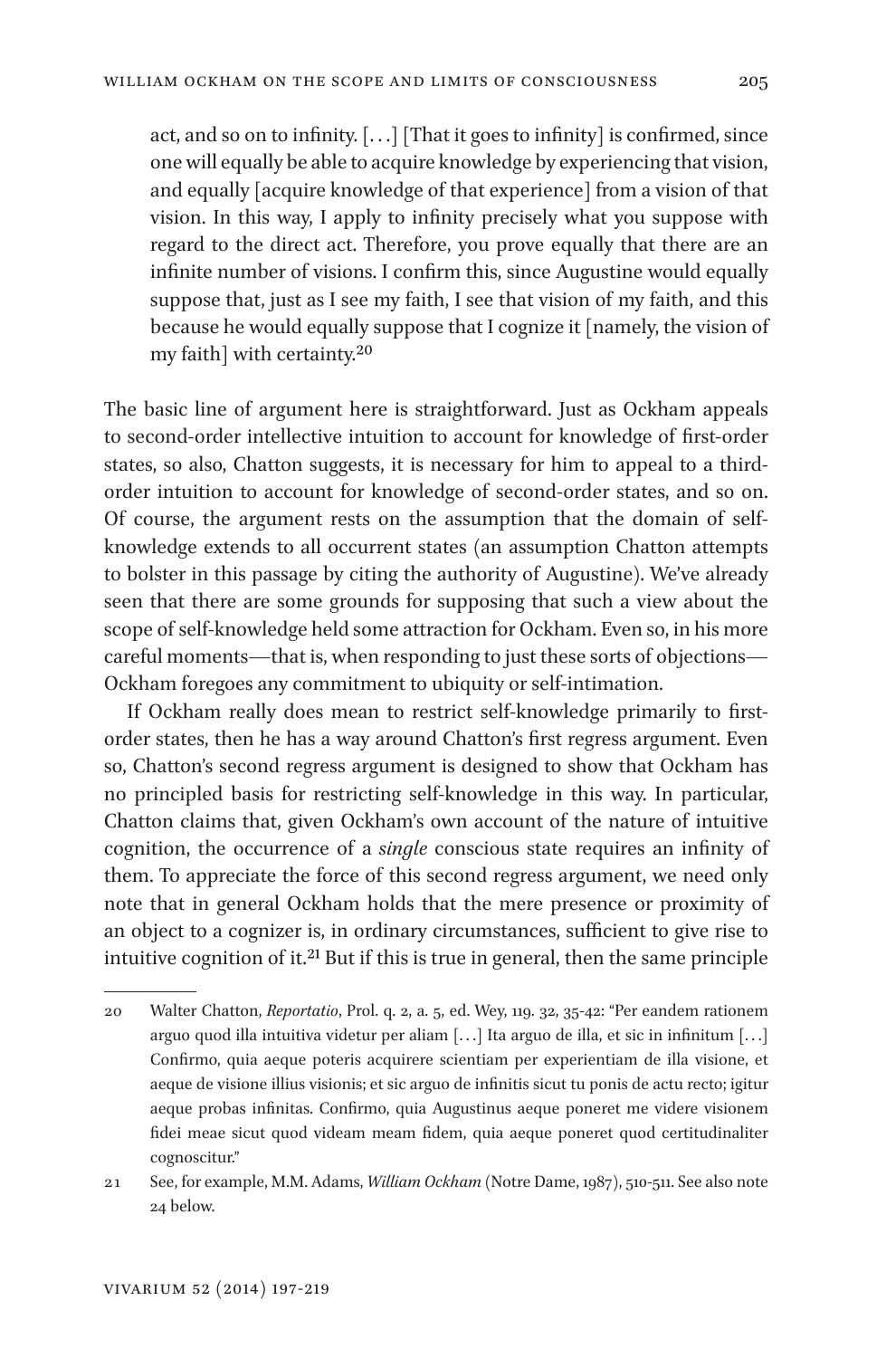> act, and so on to infinity. [. . .] [That it goes to infinity] is confirmed, since one will equally be able to acquire knowledge by experiencing that vision, and equally [acquire knowledge of that experience] from a vision of that vision. In this way, I apply to infinity precisely what you suppose with regard to the direct act. Therefore, you prove equally that there are an infinite number of visions. I confirm this, since Augustine would equally suppose that, just as I see my faith, I see that vision of my faith, and this because he would equally suppose that I cognize it [namely, the vision of my faith] with certainty.[20]

The basic line of argument here is straightforward. Just as Ockham appeals to second-order intellective intuition to account for knowledge of first-order states, so also, Chatton suggests, it is necessary for him to appeal to a third-order intuition to account for knowledge of second-order states, and so on. Of course, the argument rests on the assumption that the domain of self-knowledge extends to all occurrent states (an assumption Chatton attempts to bolster in this passage by citing the authority of Augustine). We've already seen that there are some grounds for supposing that such a view about the scope of self-knowledge held some attraction for Ockham. Even so, in his more careful moments—that is, when responding to just these sorts of objections—Ockham foregoes any commitment to ubiquity or self-intimation.

If Ockham really does mean to restrict self-knowledge primarily to first-order states, then he has a way around Chatton's first regress argument. Even so, Chatton's second regress argument is designed to show that Ockham has no principled basis for restricting self-knowledge in this way. In particular, Chatton claims that, given Ockham's own account of the nature of intuitive cognition, the occurrence of a *single* conscious state requires an infinity of them. To appreciate the force of this second regress argument, we need only note that in general Ockham holds that the mere presence or proximity of an object to a cognizer is, in ordinary circumstances, sufficient to give rise to intuitive cognition of it.[21] But if this is true in general, then the same principle

---

20 Walter Chatton, *Reportatio*, Prol. q. 2, a. 5, ed. Wey, 119. 32, 35-42: "Per eandem rationem arguo quod illa intuitiva videtur per aliam [. . .] Ita arguo de illa, et sic in infinitum [. . .] Confirmo, quia aeque poteris acquirere scientiam per experientiam de illa visione, et aeque de visione illius visionis; et sic arguo de infinitis sicut tu ponis de actu recto; igitur aeque probas infinitas. Confirmo, quia Augustinus aeque poneret me videre visionem fidei meae sicut quod videam meam fidem, quia aeque poneret quod certitudinaliter cognoscitur."

21 See, for example, M.M. Adams, *William Ockham* (Notre Dame, 1987), 510-511. See also note 24 below.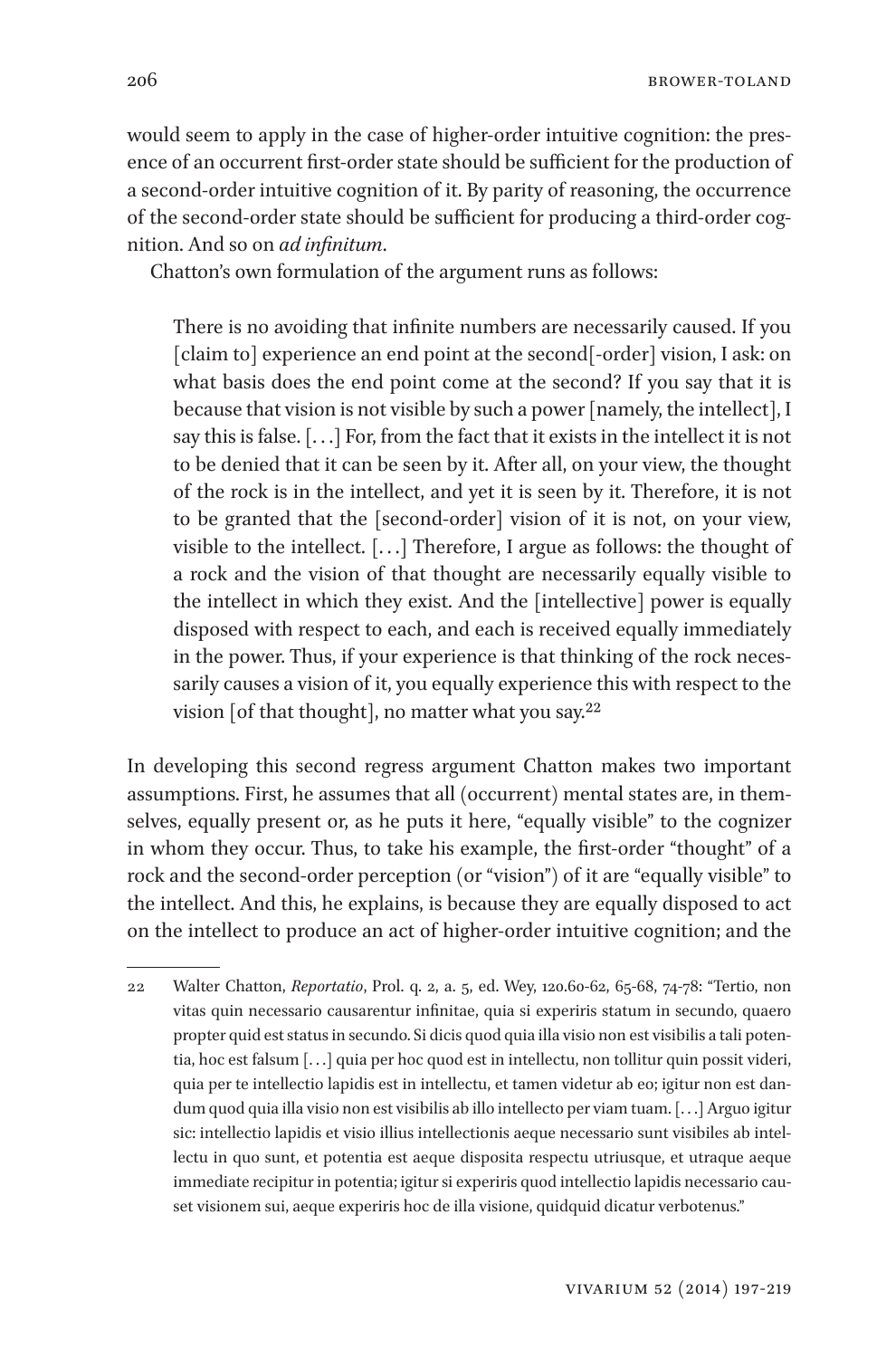would seem to apply in the case of higher-order intuitive cognition: the presence of an occurrent first-order state should be sufficient for the production of a second-order intuitive cognition of it. By parity of reasoning, the occurrence of the second-order state should be sufficient for producing a third-order cognition. And so on *ad infinitum*.

Chatton's own formulation of the argument runs as follows:

> There is no avoiding that infinite numbers are necessarily caused. If you [claim to] experience an end point at the second[-order] vision, I ask: on what basis does the end point come at the second? If you say that it is because that vision is not visible by such a power [namely, the intellect], I say this is false. [...] For, from the fact that it exists in the intellect it is not to be denied that it can be seen by it. After all, on your view, the thought of the rock is in the intellect, and yet it is seen by it. Therefore, it is not to be granted that the [second-order] vision of it is not, on your view, visible to the intellect. [...] Therefore, I argue as follows: the thought of a rock and the vision of that thought are necessarily equally visible to the intellect in which they exist. And the [intellective] power is equally disposed with respect to each, and each is received equally immediately in the power. Thus, if your experience is that thinking of the rock necessarily causes a vision of it, you equally experience this with respect to the vision [of that thought], no matter what you say.[22]

In developing this second regress argument Chatton makes two important assumptions. First, he assumes that all (occurrent) mental states are, in themselves, equally present or, as he puts it here, "equally visible" to the cognizer in whom they occur. Thus, to take his example, the first-order "thought" of a rock and the second-order perception (or "vision") of it are "equally visible" to the intellect. And this, he explains, is because they are equally disposed to act on the intellect to produce an act of higher-order intuitive cognition; and the

---

22 Walter Chatton, *Reportatio*, Prol. q. 2, a. 5, ed. Wey, 120.60-62, 65-68, 74-78: "Tertio, non vitas quin necessario causarentur infinitae, quia si experiris statum in secundo, quaero propter quid est status in secundo. Si dicis quod quia illa visio non est visibilis a tali potentia, hoc est falsum [...] quia per hoc quod est in intellectu, non tollitur quin possit videri, quia per te intellectio lapidis est in intellectu, et tamen videtur ab eo; igitur non est dandum quod quia illa visio non est visibilis ab illo intellecto per viam tuam. [...] Arguo igitur sic: intellectio lapidis et visio illius intellectionis aeque necessario sunt visibiles ab intellectu in quo sunt, et potentia est aeque disposita respectu utriusque, et utraque aeque immediate recipitur in potentia; igitur si experiris quod intellectio lapidis necessario causet visionem sui, aeque experiris hoc de illa visione, quidquid dicatur verbotenus."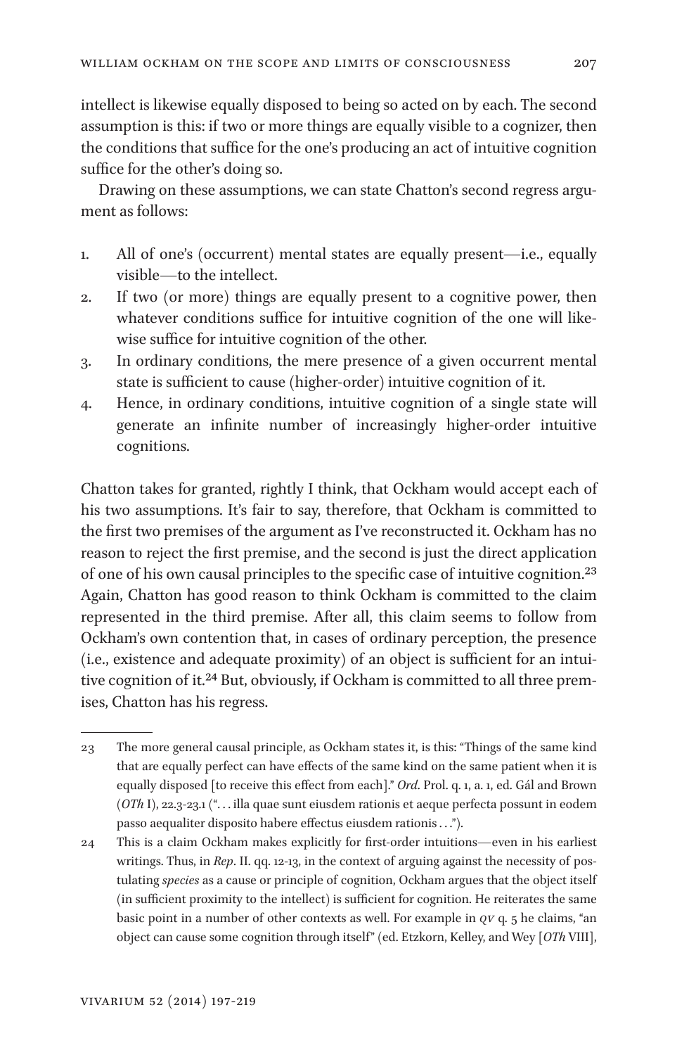intellect is likewise equally disposed to being so acted on by each. The second assumption is this: if two or more things are equally visible to a cognizer, then the conditions that suffice for the one's producing an act of intuitive cognition suffice for the other's doing so.

Drawing on these assumptions, we can state Chatton's second regress argument as follows:

1. All of one's (occurrent) mental states are equally present—i.e., equally visible—to the intellect.
2. If two (or more) things are equally present to a cognitive power, then whatever conditions suffice for intuitive cognition of the one will likewise suffice for intuitive cognition of the other.
3. In ordinary conditions, the mere presence of a given occurrent mental state is sufficient to cause (higher-order) intuitive cognition of it.
4. Hence, in ordinary conditions, intuitive cognition of a single state will generate an infinite number of increasingly higher-order intuitive cognitions.

Chatton takes for granted, rightly I think, that Ockham would accept each of his two assumptions. It's fair to say, therefore, that Ockham is committed to the first two premises of the argument as I've reconstructed it. Ockham has no reason to reject the first premise, and the second is just the direct application of one of his own causal principles to the specific case of intuitive cognition.[23] Again, Chatton has good reason to think Ockham is committed to the claim represented in the third premise. After all, this claim seems to follow from Ockham's own contention that, in cases of ordinary perception, the presence (i.e., existence and adequate proximity) of an object is sufficient for an intuitive cognition of it.[24] But, obviously, if Ockham is committed to all three premises, Chatton has his regress.

---

23 The more general causal principle, as Ockham states it, is this: "Things of the same kind that are equally perfect can have effects of the same kind on the same patient when it is equally disposed [to receive this effect from each]." *Ord*. Prol. q. 1, a. 1, ed. Gál and Brown (*OTh* I), 22.3-23.1 ("... illa quae sunt eiusdem rationis et aeque perfecta possunt in eodem passo aequaliter disposito habere effectus eiusdem rationis ...").

24 This is a claim Ockham makes explicitly for first-order intuitions—even in his earliest writings. Thus, in *Rep*. II. qq. 12-13, in the context of arguing against the necessity of postulating *species* as a cause or principle of cognition, Ockham argues that the object itself (in sufficient proximity to the intellect) is sufficient for cognition. He reiterates the same basic point in a number of other contexts as well. For example in *QV* q. 5 he claims, "an object can cause some cognition through itself" (ed. Etzkorn, Kelley, and Wey [*OTh* VIII],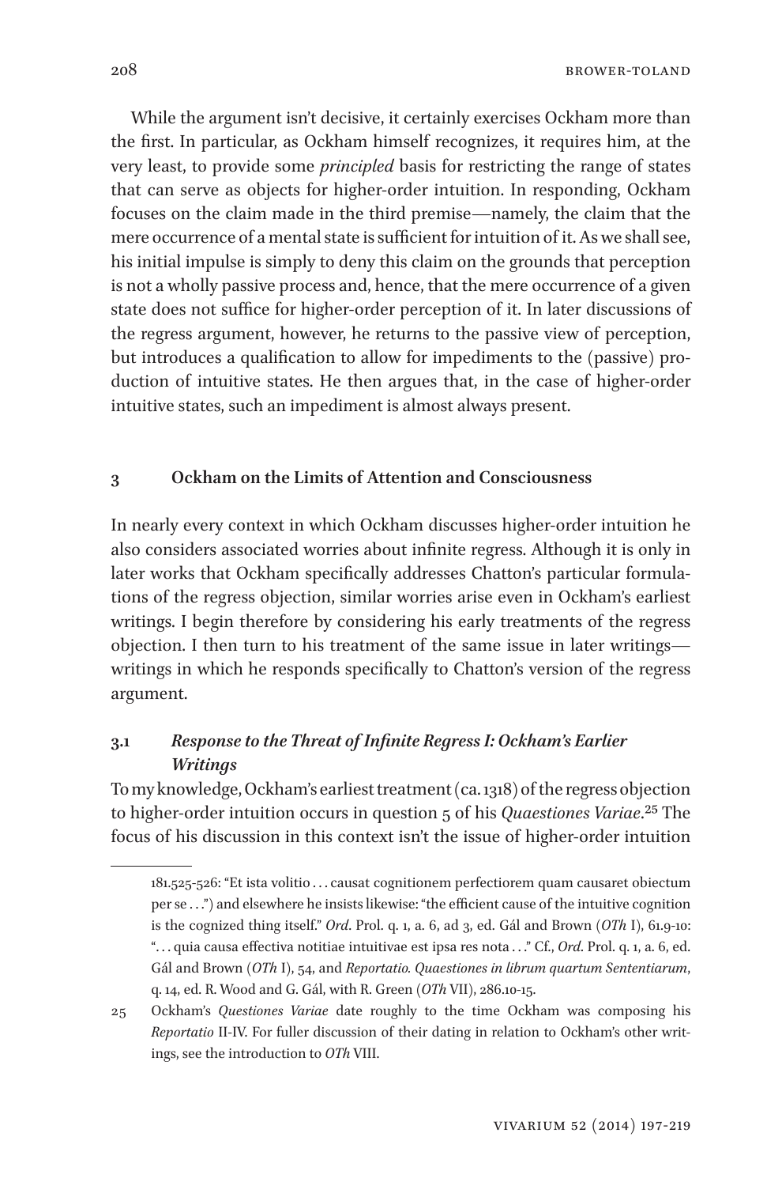While the argument isn't decisive, it certainly exercises Ockham more than the first. In particular, as Ockham himself recognizes, it requires him, at the very least, to provide some *principled* basis for restricting the range of states that can serve as objects for higher-order intuition. In responding, Ockham focuses on the claim made in the third premise—namely, the claim that the mere occurrence of a mental state is sufficient for intuition of it. As we shall see, his initial impulse is simply to deny this claim on the grounds that perception is not a wholly passive process and, hence, that the mere occurrence of a given state does not suffice for higher-order perception of it. In later discussions of the regress argument, however, he returns to the passive view of perception, but introduces a qualification to allow for impediments to the (passive) production of intuitive states. He then argues that, in the case of higher-order intuitive states, such an impediment is almost always present.

## 3 Ockham on the Limits of Attention and Consciousness

In nearly every context in which Ockham discusses higher-order intuition he also considers associated worries about infinite regress. Although it is only in later works that Ockham specifically addresses Chatton's particular formulations of the regress objection, similar worries arise even in Ockham's earliest writings. I begin therefore by considering his early treatments of the regress objection. I then turn to his treatment of the same issue in later writings—writings in which he responds specifically to Chatton's version of the regress argument.

### 3.1 *Response to the Threat of Infinite Regress I: Ockham's Earlier Writings*

To my knowledge, Ockham's earliest treatment (ca. 1318) of the regress objection to higher-order intuition occurs in question 5 of his *Quaestiones Variae*.[25] The focus of his discussion in this context isn't the issue of higher-order intuition

---

181.525-526: "Et ista volitio . . . causat cognitionem perfectiorem quam causaret obiectum per se . . .") and elsewhere he insists likewise: "the efficient cause of the intuitive cognition is the cognized thing itself." *Ord*. Prol. q. 1, a. 6, ad 3, ed. Gál and Brown (*OTh* I), 61.9-10: ". . . quia causa effectiva notitiae intuitivae est ipsa res nota . . ." Cf., *Ord*. Prol. q. 1, a. 6, ed. Gál and Brown (*OTh* I), 54, and *Reportatio. Quaestiones in librum quartum Sententiarum*, q. 14, ed. R. Wood and G. Gál, with R. Green (*OTh* VII), 286.10-15.

25 Ockham's *Questiones Variae* date roughly to the time Ockham was composing his *Reportatio* II-IV. For fuller discussion of their dating in relation to Ockham's other writings, see the introduction to *OTh* VIII.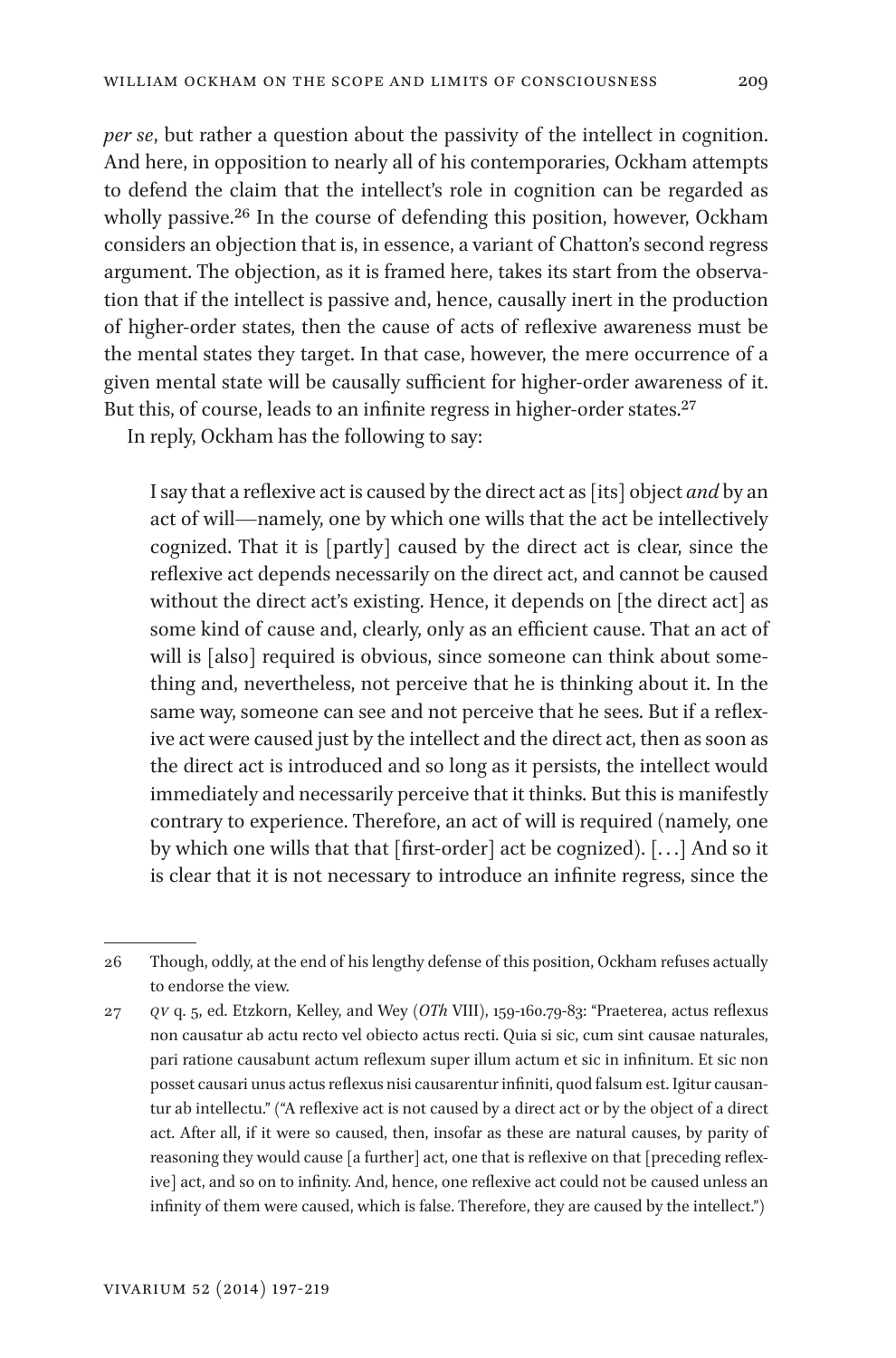*per se*, but rather a question about the passivity of the intellect in cognition. And here, in opposition to nearly all of his contemporaries, Ockham attempts to defend the claim that the intellect's role in cognition can be regarded as wholly passive.[26] In the course of defending this position, however, Ockham considers an objection that is, in essence, a variant of Chatton's second regress argument. The objection, as it is framed here, takes its start from the observation that if the intellect is passive and, hence, causally inert in the production of higher-order states, then the cause of acts of reflexive awareness must be the mental states they target. In that case, however, the mere occurrence of a given mental state will be causally sufficient for higher-order awareness of it. But this, of course, leads to an infinite regress in higher-order states.[27]

In reply, Ockham has the following to say:

> I say that a reflexive act is caused by the direct act as [its] object *and* by an act of will—namely, one by which one wills that the act be intellectively cognized. That it is [partly] caused by the direct act is clear, since the reflexive act depends necessarily on the direct act, and cannot be caused without the direct act's existing. Hence, it depends on [the direct act] as some kind of cause and, clearly, only as an efficient cause. That an act of will is [also] required is obvious, since someone can think about something and, nevertheless, not perceive that he is thinking about it. In the same way, someone can see and not perceive that he sees. But if a reflexive act were caused just by the intellect and the direct act, then as soon as the direct act is introduced and so long as it persists, the intellect would immediately and necessarily perceive that it thinks. But this is manifestly contrary to experience. Therefore, an act of will is required (namely, one by which one wills that that [first-order] act be cognized). [...] And so it is clear that it is not necessary to introduce an infinite regress, since the

---

26 Though, oddly, at the end of his lengthy defense of this position, Ockham refuses actually to endorse the view.

27 *QV* q. 5, ed. Etzkorn, Kelley, and Wey (*OTh* VIII), 159-160.79-83: "Praeterea, actus reflexus non causatur ab actu recto vel obiecto actus recti. Quia si sic, cum sint causae naturales, pari ratione causabunt actum reflexum super illum actum et sic in infinitum. Et sic non posset causari unus actus reflexus nisi causarentur infiniti, quod falsum est. Igitur causantur ab intellectu." ("A reflexive act is not caused by a direct act or by the object of a direct act. After all, if it were so caused, then, insofar as these are natural causes, by parity of reasoning they would cause [a further] act, one that is reflexive on that [preceding reflexive] act, and so on to infinity. And, hence, one reflexive act could not be caused unless an infinity of them were caused, which is false. Therefore, they are caused by the intellect.")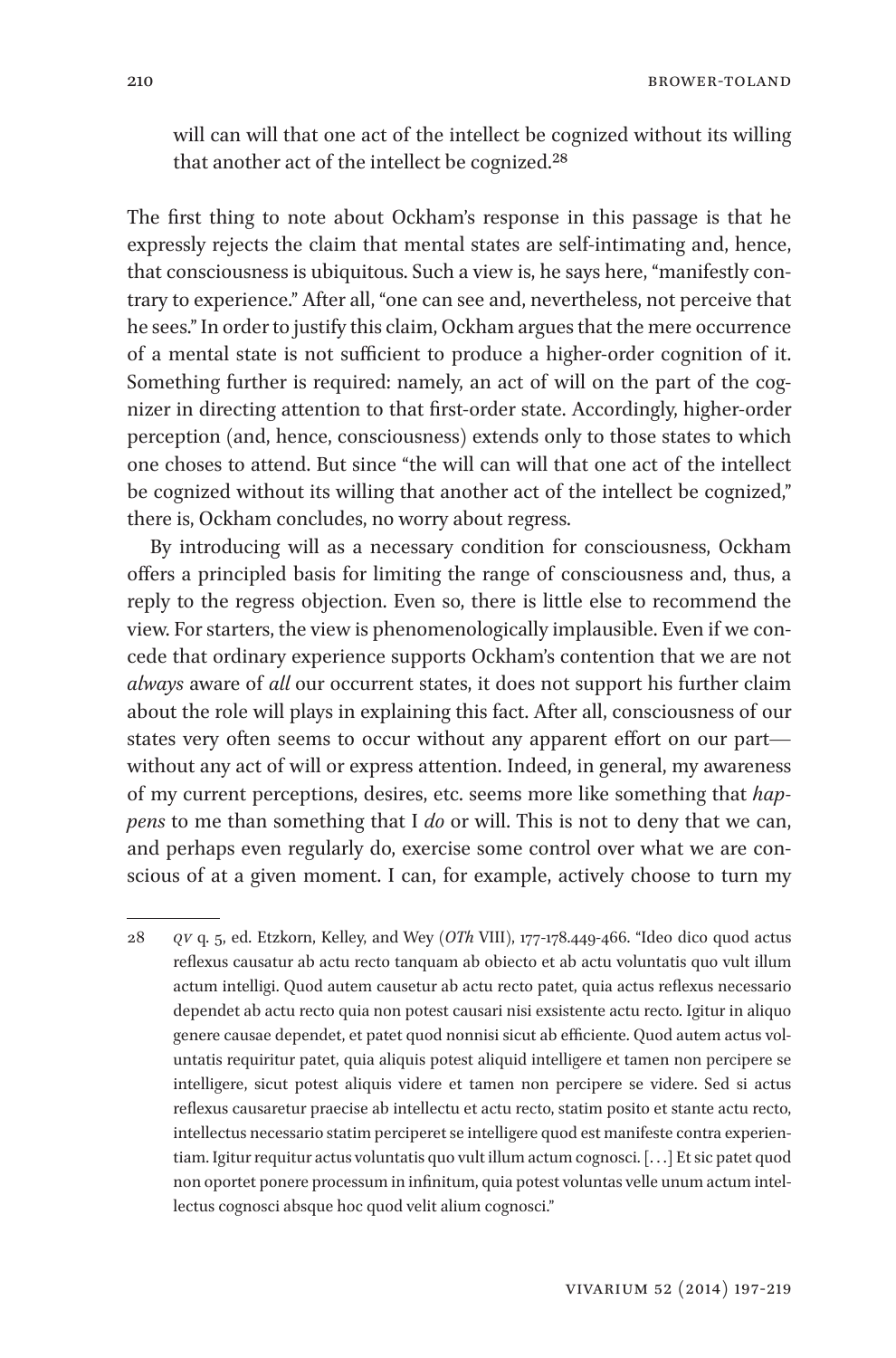will can will that one act of the intellect be cognized without its willing that another act of the intellect be cognized.[28]

The first thing to note about Ockham's response in this passage is that he expressly rejects the claim that mental states are self-intimating and, hence, that consciousness is ubiquitous. Such a view is, he says here, "manifestly contrary to experience." After all, "one can see and, nevertheless, not perceive that he sees." In order to justify this claim, Ockham argues that the mere occurrence of a mental state is not sufficient to produce a higher-order cognition of it. Something further is required: namely, an act of will on the part of the cognizer in directing attention to that first-order state. Accordingly, higher-order perception (and, hence, consciousness) extends only to those states to which one choses to attend. But since "the will can will that one act of the intellect be cognized without its willing that another act of the intellect be cognized," there is, Ockham concludes, no worry about regress.

By introducing will as a necessary condition for consciousness, Ockham offers a principled basis for limiting the range of consciousness and, thus, a reply to the regress objection. Even so, there is little else to recommend the view. For starters, the view is phenomenologically implausible. Even if we concede that ordinary experience supports Ockham's contention that we are not *always* aware of *all* our occurrent states, it does not support his further claim about the role will plays in explaining this fact. After all, consciousness of our states very often seems to occur without any apparent effort on our part—without any act of will or express attention. Indeed, in general, my awareness of my current perceptions, desires, etc. seems more like something that *happens* to me than something that I *do* or will. This is not to deny that we can, and perhaps even regularly do, exercise some control over what we are conscious of at a given moment. I can, for example, actively choose to turn my

---

28 *QV* q. 5, ed. Etzkorn, Kelley, and Wey (*OTh* VIII), 177-178.449-466. "Ideo dico quod actus reflexus causatur ab actu recto tanquam ab obiecto et ab actu voluntatis quo vult illum actum intelligi. Quod autem causetur ab actu recto patet, quia actus reflexus necessario dependet ab actu recto quia non potest causari nisi exsistente actu recto. Igitur in aliquo genere causae dependet, et patet quod nonnisi sicut ab efficiente. Quod autem actus voluntatis requiritur patet, quia aliquis potest aliquid intelligere et tamen non percipere se intelligere, sicut potest aliquis videre et tamen non percipere se videre. Sed si actus reflexus causaretur praecise ab intellectu et actu recto, statim posito et stante actu recto, intellectus necessario statim perciperet se intelligere quod est manifeste contra experientiam. Igitur requitur actus voluntatis quo vult illum actum cognosci. [. . .] Et sic patet quod non oportet ponere processum in infinitum, quia potest voluntas velle unum actum intellectus cognosci absque hoc quod velit alium cognosci."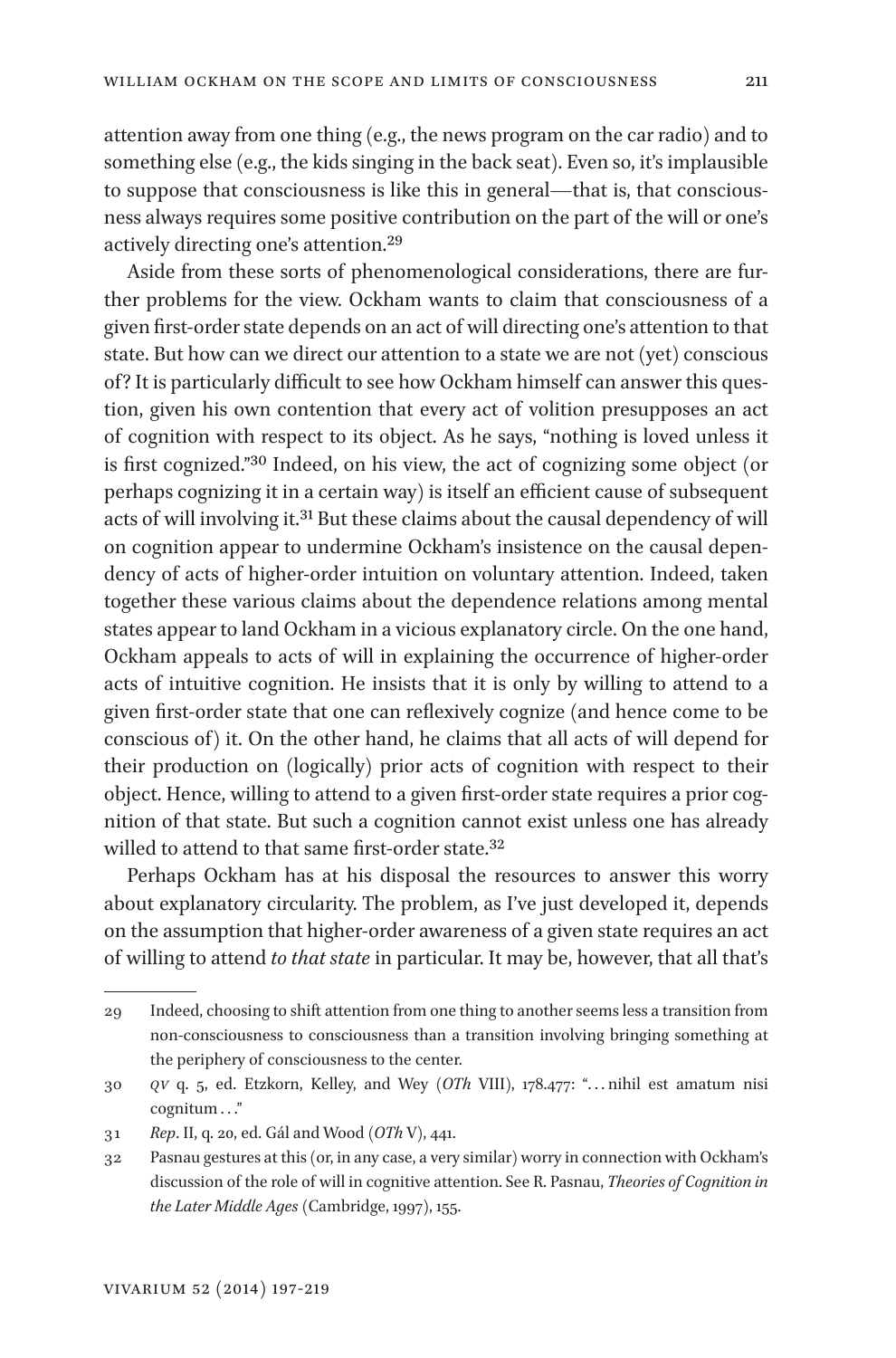attention away from one thing (e.g., the news program on the car radio) and to something else (e.g., the kids singing in the back seat). Even so, it's implausible to suppose that consciousness is like this in general—that is, that consciousness always requires some positive contribution on the part of the will or one's actively directing one's attention.[29]

Aside from these sorts of phenomenological considerations, there are further problems for the view. Ockham wants to claim that consciousness of a given first-order state depends on an act of will directing one's attention to that state. But how can we direct our attention to a state we are not (yet) conscious of? It is particularly difficult to see how Ockham himself can answer this question, given his own contention that every act of volition presupposes an act of cognition with respect to its object. As he says, "nothing is loved unless it is first cognized."[30] Indeed, on his view, the act of cognizing some object (or perhaps cognizing it in a certain way) is itself an efficient cause of subsequent acts of will involving it.[31] But these claims about the causal dependency of will on cognition appear to undermine Ockham's insistence on the causal dependency of acts of higher-order intuition on voluntary attention. Indeed, taken together these various claims about the dependence relations among mental states appear to land Ockham in a vicious explanatory circle. On the one hand, Ockham appeals to acts of will in explaining the occurrence of higher-order acts of intuitive cognition. He insists that it is only by willing to attend to a given first-order state that one can reflexively cognize (and hence come to be conscious of) it. On the other hand, he claims that all acts of will depend for their production on (logically) prior acts of cognition with respect to their object. Hence, willing to attend to a given first-order state requires a prior cognition of that state. But such a cognition cannot exist unless one has already willed to attend to that same first-order state.[32]

Perhaps Ockham has at his disposal the resources to answer this worry about explanatory circularity. The problem, as I've just developed it, depends on the assumption that higher-order awareness of a given state requires an act of willing to attend *to that state* in particular. It may be, however, that all that's

---

29 Indeed, choosing to shift attention from one thing to another seems less a transition from non-consciousness to consciousness than a transition involving bringing something at the periphery of consciousness to the center.

30 *QV* q. 5, ed. Etzkorn, Kelley, and Wey (*OTh* VIII), 178.477: "... nihil est amatum nisi cognitum ..."

31 *Rep.* II, q. 20, ed. Gál and Wood (*OTh* V), 441.

32 Pasnau gestures at this (or, in any case, a very similar) worry in connection with Ockham's discussion of the role of will in cognitive attention. See R. Pasnau, *Theories of Cognition in the Later Middle Ages* (Cambridge, 1997), 155.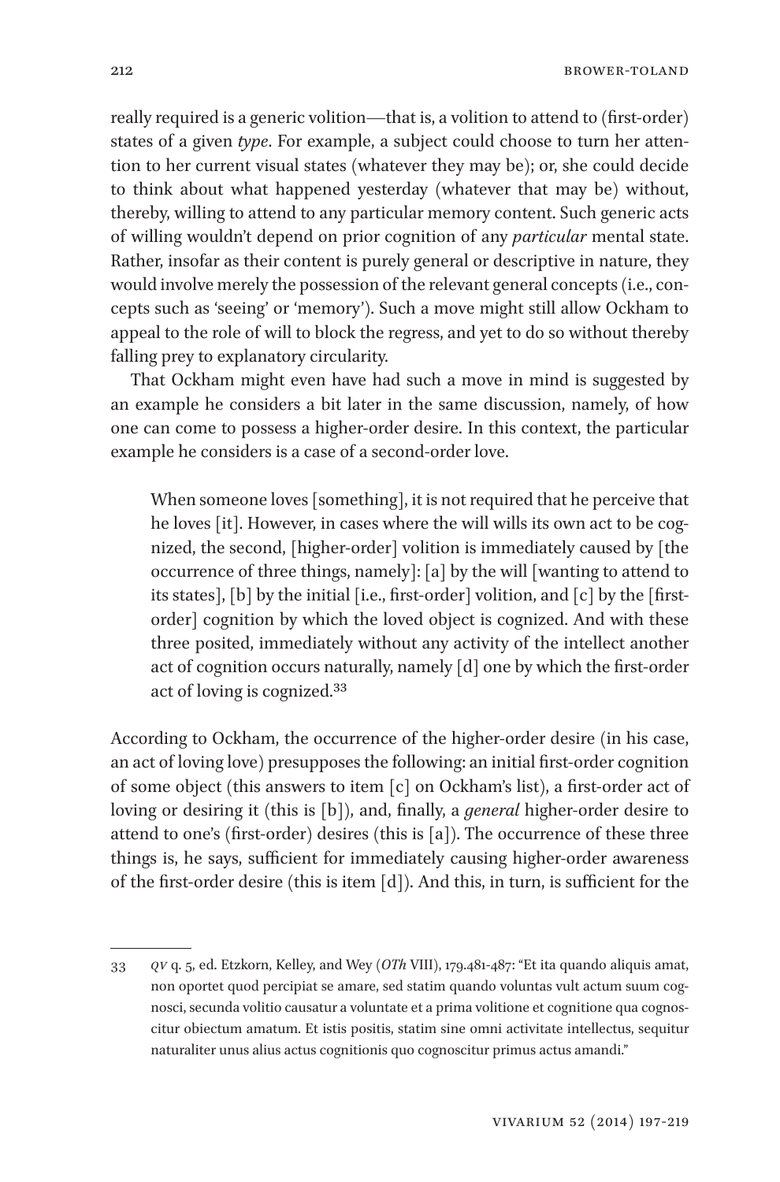really required is a generic volition—that is, a volition to attend to (first-order) states of a given *type*. For example, a subject could choose to turn her attention to her current visual states (whatever they may be); or, she could decide to think about what happened yesterday (whatever that may be) without, thereby, willing to attend to any particular memory content. Such generic acts of willing wouldn't depend on prior cognition of any *particular* mental state. Rather, insofar as their content is purely general or descriptive in nature, they would involve merely the possession of the relevant general concepts (i.e., concepts such as 'seeing' or 'memory'). Such a move might still allow Ockham to appeal to the role of will to block the regress, and yet to do so without thereby falling prey to explanatory circularity.

That Ockham might even have had such a move in mind is suggested by an example he considers a bit later in the same discussion, namely, of how one can come to possess a higher-order desire. In this context, the particular example he considers is a case of a second-order love.

> When someone loves [something], it is not required that he perceive that he loves [it]. However, in cases where the will wills its own act to be cognized, the second, [higher-order] volition is immediately caused by [the occurrence of three things, namely]: [a] by the will [wanting to attend to its states], [b] by the initial [i.e., first-order] volition, and [c] by the [first-order] cognition by which the loved object is cognized. And with these three posited, immediately without any activity of the intellect another act of cognition occurs naturally, namely [d] one by which the first-order act of loving is cognized.[33]

According to Ockham, the occurrence of the higher-order desire (in his case, an act of loving love) presupposes the following: an initial first-order cognition of some object (this answers to item [c] on Ockham's list), a first-order act of loving or desiring it (this is [b]), and, finally, a *general* higher-order desire to attend to one's (first-order) desires (this is [a]). The occurrence of these three things is, he says, sufficient for immediately causing higher-order awareness of the first-order desire (this is item [d]). And this, in turn, is sufficient for the

---

33 *QV* q. 5, ed. Etzkorn, Kelley, and Wey (*OTh* VIII), 179.481-487: "Et ita quando aliquis amat, non oportet quod percipiat se amare, sed statim quando voluntas vult actum suum cognosci, secunda volitio causatur a voluntate et a prima volitione et cognitione qua cognoscitur obiectum amatum. Et istis positis, statim sine omni activitate intellectus, sequitur naturaliter unus alius actus cognitionis quo cognoscitur primus actus amandi."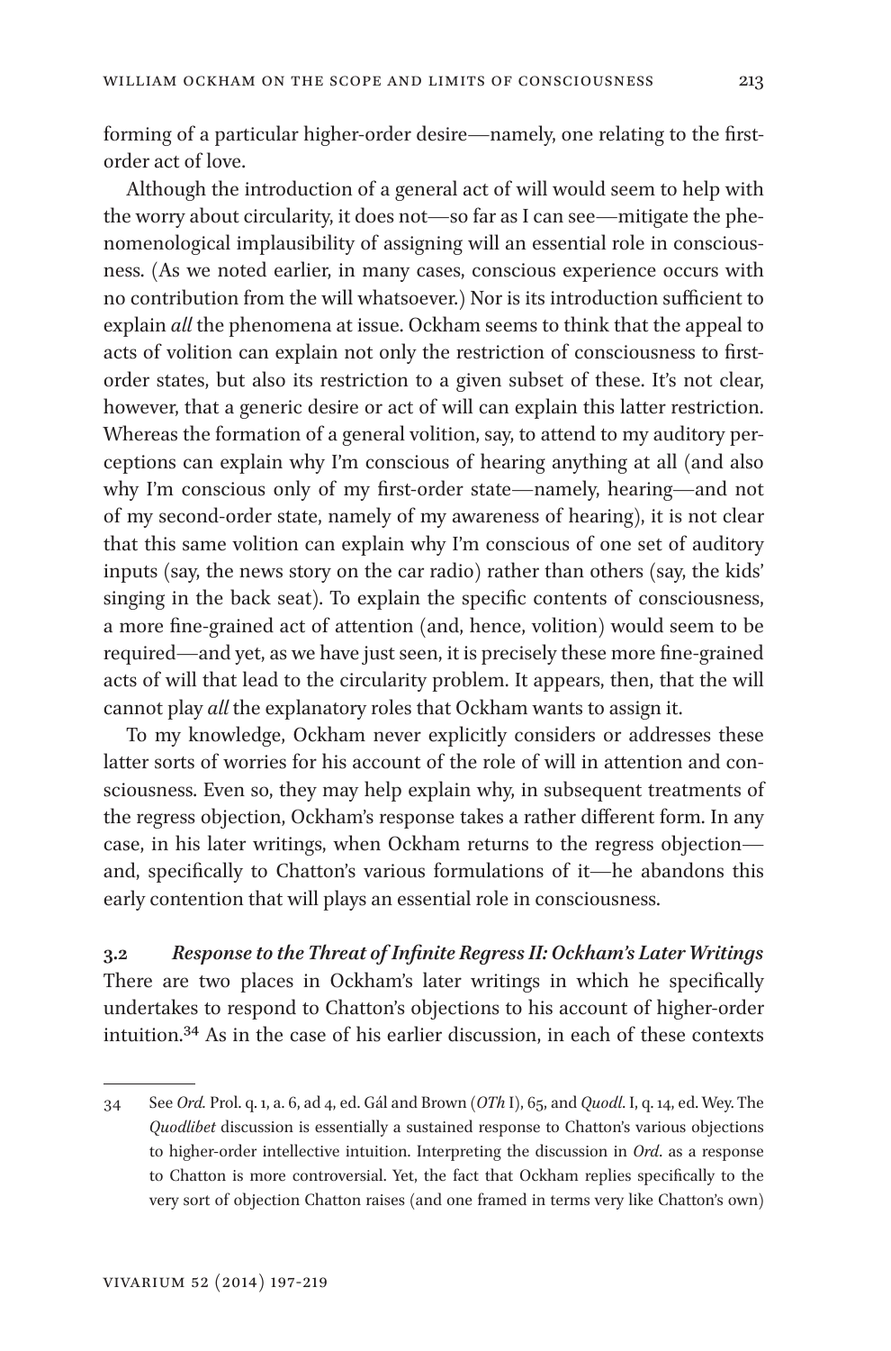forming of a particular higher-order desire—namely, one relating to the first-order act of love.

Although the introduction of a general act of will would seem to help with the worry about circularity, it does not—so far as I can see—mitigate the phenomenological implausibility of assigning will an essential role in consciousness. (As we noted earlier, in many cases, conscious experience occurs with no contribution from the will whatsoever.) Nor is its introduction sufficient to explain *all* the phenomena at issue. Ockham seems to think that the appeal to acts of volition can explain not only the restriction of consciousness to first-order states, but also its restriction to a given subset of these. It's not clear, however, that a generic desire or act of will can explain this latter restriction. Whereas the formation of a general volition, say, to attend to my auditory perceptions can explain why I'm conscious of hearing anything at all (and also why I'm conscious only of my first-order state—namely, hearing—and not of my second-order state, namely of my awareness of hearing), it is not clear that this same volition can explain why I'm conscious of one set of auditory inputs (say, the news story on the car radio) rather than others (say, the kids' singing in the back seat). To explain the specific contents of consciousness, a more fine-grained act of attention (and, hence, volition) would seem to be required—and yet, as we have just seen, it is precisely these more fine-grained acts of will that lead to the circularity problem. It appears, then, that the will cannot play *all* the explanatory roles that Ockham wants to assign it.

To my knowledge, Ockham never explicitly considers or addresses these latter sorts of worries for his account of the role of will in attention and consciousness. Even so, they may help explain why, in subsequent treatments of the regress objection, Ockham's response takes a rather different form. In any case, in his later writings, when Ockham returns to the regress objection—and, specifically to Chatton's various formulations of it—he abandons this early contention that will plays an essential role in consciousness.

### 3.2 *Response to the Threat of Infinite Regress II: Ockham's Later Writings*

There are two places in Ockham's later writings in which he specifically undertakes to respond to Chatton's objections to his account of higher-order intuition.[34] As in the case of his earlier discussion, in each of these contexts

---

34 See *Ord.* Prol. q. 1, a. 6, ad 4, ed. Gál and Brown (*OTh* I), 65, and *Quodl.* I, q. 14, ed. Wey. The *Quodlibet* discussion is essentially a sustained response to Chatton's various objections to higher-order intellective intuition. Interpreting the discussion in *Ord.* as a response to Chatton is more controversial. Yet, the fact that Ockham replies specifically to the very sort of objection Chatton raises (and one framed in terms very like Chatton's own)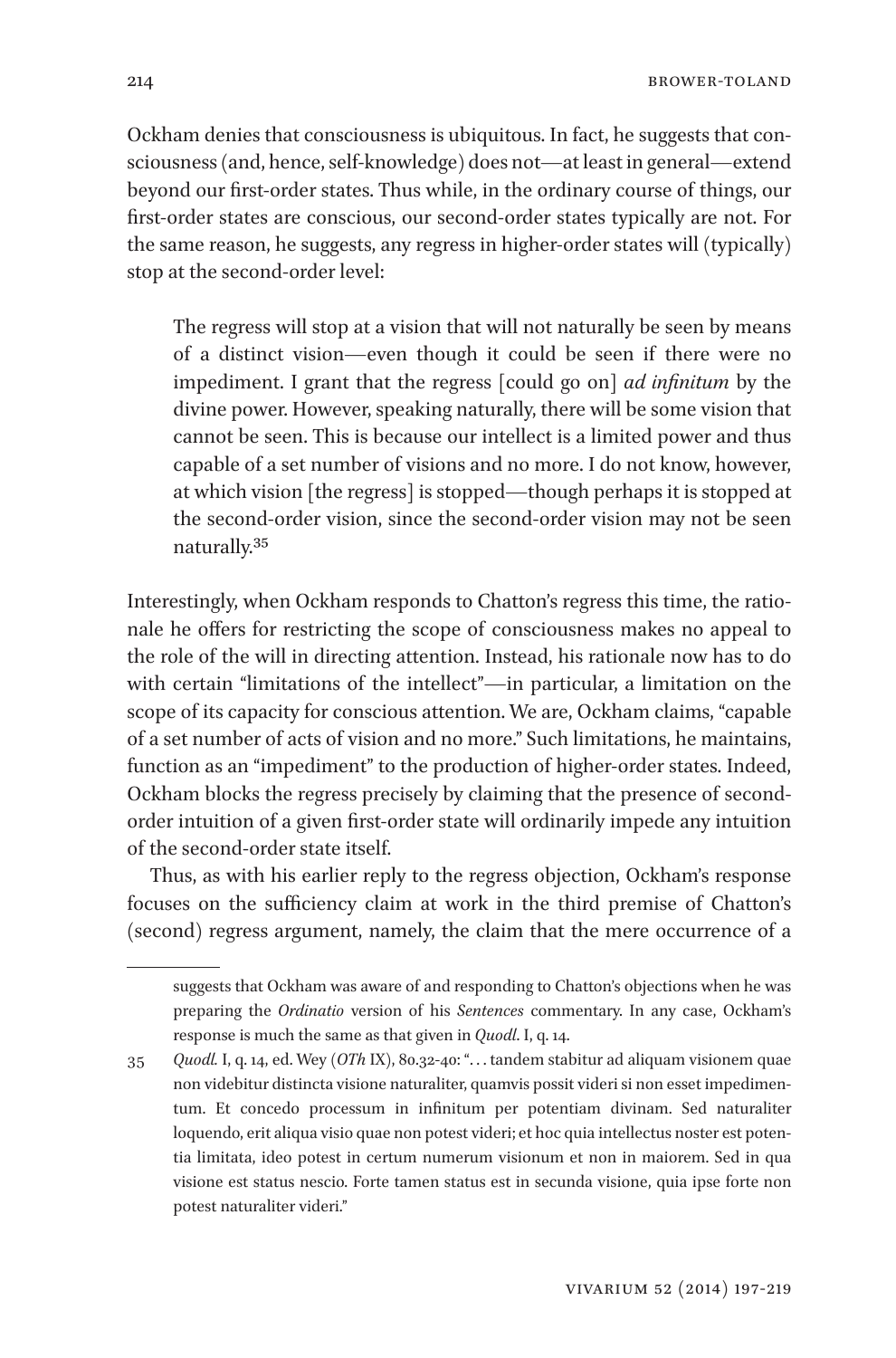Ockham denies that consciousness is ubiquitous. In fact, he suggests that consciousness (and, hence, self-knowledge) does not—at least in general—extend beyond our first-order states. Thus while, in the ordinary course of things, our first-order states are conscious, our second-order states typically are not. For the same reason, he suggests, any regress in higher-order states will (typically) stop at the second-order level:

> The regress will stop at a vision that will not naturally be seen by means of a distinct vision—even though it could be seen if there were no impediment. I grant that the regress [could go on] *ad infinitum* by the divine power. However, speaking naturally, there will be some vision that cannot be seen. This is because our intellect is a limited power and thus capable of a set number of visions and no more. I do not know, however, at which vision [the regress] is stopped—though perhaps it is stopped at the second-order vision, since the second-order vision may not be seen naturally.[35]

Interestingly, when Ockham responds to Chatton's regress this time, the rationale he offers for restricting the scope of consciousness makes no appeal to the role of the will in directing attention. Instead, his rationale now has to do with certain "limitations of the intellect"—in particular, a limitation on the scope of its capacity for conscious attention. We are, Ockham claims, "capable of a set number of acts of vision and no more." Such limitations, he maintains, function as an "impediment" to the production of higher-order states. Indeed, Ockham blocks the regress precisely by claiming that the presence of second-order intuition of a given first-order state will ordinarily impede any intuition of the second-order state itself.

Thus, as with his earlier reply to the regress objection, Ockham's response focuses on the sufficiency claim at work in the third premise of Chatton's (second) regress argument, namely, the claim that the mere occurrence of a

---

suggests that Ockham was aware of and responding to Chatton's objections when he was preparing the *Ordinatio* version of his *Sentences* commentary. In any case, Ockham's response is much the same as that given in *Quodl*. I, q. 14.

35 *Quodl.* I, q. 14, ed. Wey (*OTh* IX), 80.32-40: ". . . tandem stabitur ad aliquam visionem quae non videbitur distincta visione naturaliter, quamvis possit videri si non esset impedimentum. Et concedo processum in infinitum per potentiam divinam. Sed naturaliter loquendo, erit aliqua visio quae non potest videri; et hoc quia intellectus noster est potentia limitata, ideo potest in certum numerum visionum et non in maiorem. Sed in qua visione est status nescio. Forte tamen status est in secunda visione, quia ipse forte non potest naturaliter videri."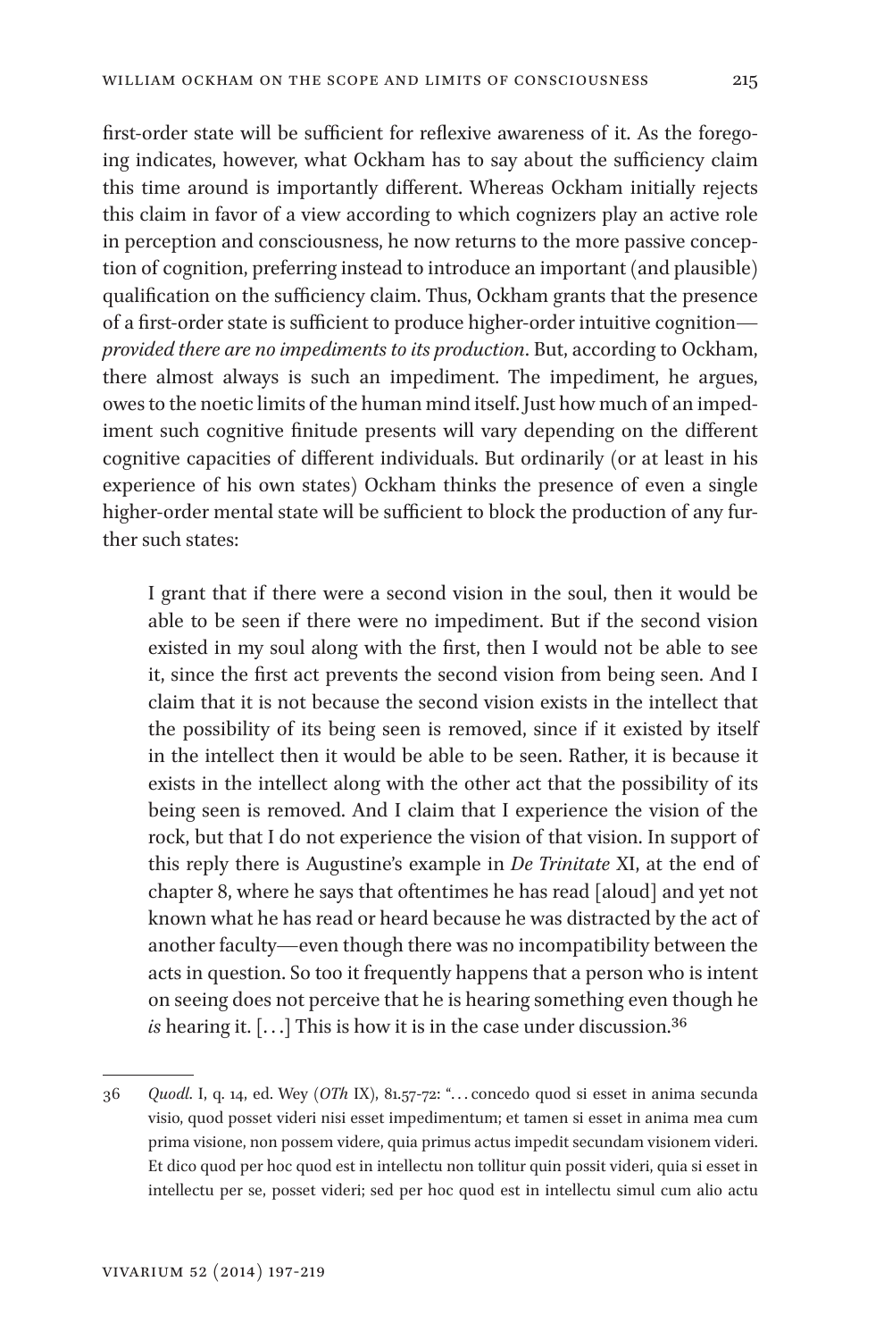first-order state will be sufficient for reflexive awareness of it. As the foregoing indicates, however, what Ockham has to say about the sufficiency claim this time around is importantly different. Whereas Ockham initially rejects this claim in favor of a view according to which cognizers play an active role in perception and consciousness, he now returns to the more passive conception of cognition, preferring instead to introduce an important (and plausible) qualification on the sufficiency claim. Thus, Ockham grants that the presence of a first-order state is sufficient to produce higher-order intuitive cognition—*provided there are no impediments to its production*. But, according to Ockham, there almost always is such an impediment. The impediment, he argues, owes to the noetic limits of the human mind itself. Just how much of an impediment such cognitive finitude presents will vary depending on the different cognitive capacities of different individuals. But ordinarily (or at least in his experience of his own states) Ockham thinks the presence of even a single higher-order mental state will be sufficient to block the production of any further such states:

> I grant that if there were a second vision in the soul, then it would be able to be seen if there were no impediment. But if the second vision existed in my soul along with the first, then I would not be able to see it, since the first act prevents the second vision from being seen. And I claim that it is not because the second vision exists in the intellect that the possibility of its being seen is removed, since if it existed by itself in the intellect then it would be able to be seen. Rather, it is because it exists in the intellect along with the other act that the possibility of its being seen is removed. And I claim that I experience the vision of the rock, but that I do not experience the vision of that vision. In support of this reply there is Augustine's example in *De Trinitate* XI, at the end of chapter 8, where he says that oftentimes he has read [aloud] and yet not known what he has read or heard because he was distracted by the act of another faculty—even though there was no incompatibility between the acts in question. So too it frequently happens that a person who is intent on seeing does not perceive that he is hearing something even though he *is* hearing it. [...] This is how it is in the case under discussion.[36]

---

36 *Quodl.* I, q. 14, ed. Wey (*OTh* IX), 81.57-72: "... concedo quod si esset in anima secunda visio, quod posset videri nisi esset impedimentum; et tamen si esset in anima mea cum prima visione, non possem videre, quia primus actus impedit secundam visionem videri. Et dico quod per hoc quod est in intellectu non tollitur quin possit videri, quia si esset in intellectu per se, posset videri; sed per hoc quod est in intellectu simul cum alio actu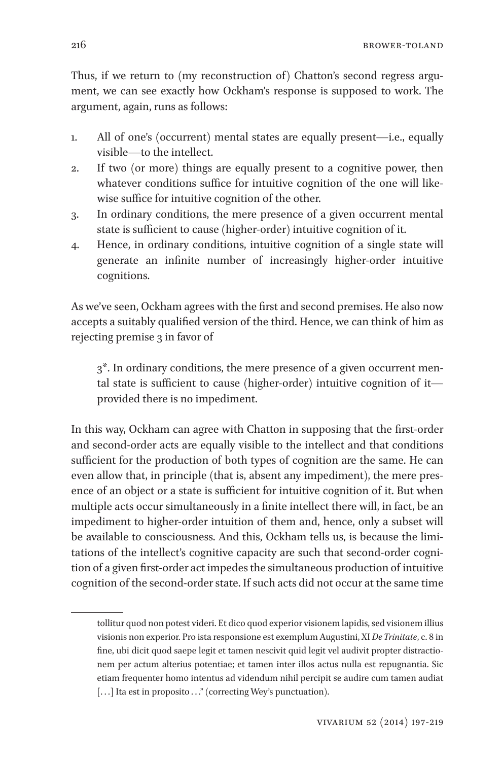Thus, if we return to (my reconstruction of) Chatton's second regress argument, we can see exactly how Ockham's response is supposed to work. The argument, again, runs as follows:

1. All of one's (occurrent) mental states are equally present—i.e., equally visible—to the intellect.
2. If two (or more) things are equally present to a cognitive power, then whatever conditions suffice for intuitive cognition of the one will likewise suffice for intuitive cognition of the other.
3. In ordinary conditions, the mere presence of a given occurrent mental state is sufficient to cause (higher-order) intuitive cognition of it.
4. Hence, in ordinary conditions, intuitive cognition of a single state will generate an infinite number of increasingly higher-order intuitive cognitions.

As we've seen, Ockham agrees with the first and second premises. He also now accepts a suitably qualified version of the third. Hence, we can think of him as rejecting premise 3 in favor of

> 3*. In ordinary conditions, the mere presence of a given occurrent mental state is sufficient to cause (higher-order) intuitive cognition of it—provided there is no impediment.

In this way, Ockham can agree with Chatton in supposing that the first-order and second-order acts are equally visible to the intellect and that conditions sufficient for the production of both types of cognition are the same. He can even allow that, in principle (that is, absent any impediment), the mere presence of an object or a state is sufficient for intuitive cognition of it. But when multiple acts occur simultaneously in a finite intellect there will, in fact, be an impediment to higher-order intuition of them and, hence, only a subset will be available to consciousness. And this, Ockham tells us, is because the limitations of the intellect's cognitive capacity are such that second-order cognition of a given first-order act impedes the simultaneous production of intuitive cognition of the second-order state. If such acts did not occur at the same time

---

tollitur quod non potest videri. Et dico quod experior visionem lapidis, sed visionem illius visionis non experior. Pro ista responsione est exemplum Augustini, XI *De Trinitate*, c. 8 in fine, ubi dicit quod saepe legit et tamen nescivit quid legit vel audivit propter distractionem per actum alterius potentiae; et tamen inter illos actus nulla est repugnantia. Sic etiam frequenter homo intentus ad videndum nihil percipit se audire cum tamen audiat [...] Ita est in proposito ..." (correcting Wey's punctuation).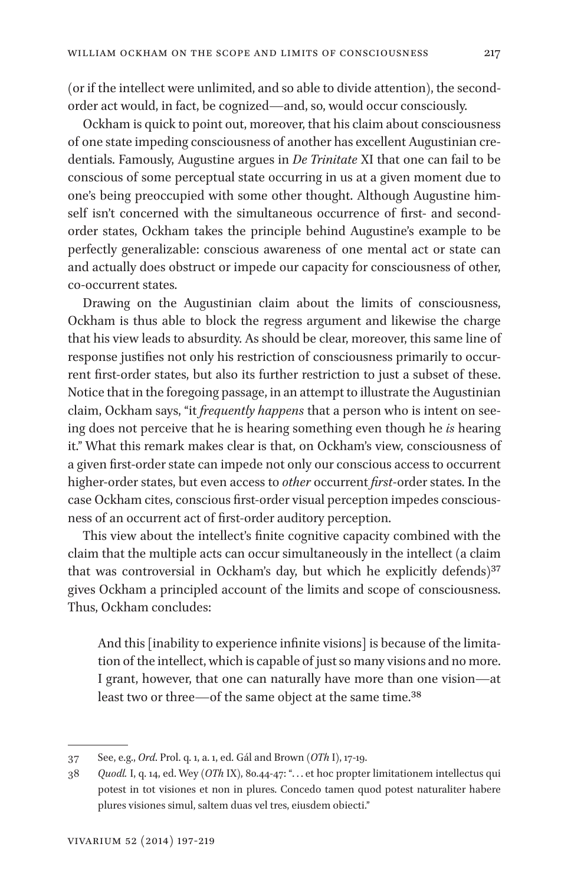(or if the intellect were unlimited, and so able to divide attention), the second-order act would, in fact, be cognized—and, so, would occur consciously.

Ockham is quick to point out, moreover, that his claim about consciousness of one state impeding consciousness of another has excellent Augustinian credentials. Famously, Augustine argues in *De Trinitate* XI that one can fail to be conscious of some perceptual state occurring in us at a given moment due to one's being preoccupied with some other thought. Although Augustine himself isn't concerned with the simultaneous occurrence of first- and second-order states, Ockham takes the principle behind Augustine's example to be perfectly generalizable: conscious awareness of one mental act or state can and actually does obstruct or impede our capacity for consciousness of other, co-occurrent states.

Drawing on the Augustinian claim about the limits of consciousness, Ockham is thus able to block the regress argument and likewise the charge that his view leads to absurdity. As should be clear, moreover, this same line of response justifies not only his restriction of consciousness primarily to occurrent first-order states, but also its further restriction to just a subset of these. Notice that in the foregoing passage, in an attempt to illustrate the Augustinian claim, Ockham says, "it *frequently happens* that a person who is intent on seeing does not perceive that he is hearing something even though he *is* hearing it." What this remark makes clear is that, on Ockham's view, consciousness of a given first-order state can impede not only our conscious access to occurrent higher-order states, but even access to *other* occurrent *first*-order states. In the case Ockham cites, conscious first-order visual perception impedes consciousness of an occurrent act of first-order auditory perception.

This view about the intellect's finite cognitive capacity combined with the claim that the multiple acts can occur simultaneously in the intellect (a claim that was controversial in Ockham's day, but which he explicitly defends)[37] gives Ockham a principled account of the limits and scope of consciousness. Thus, Ockham concludes:

> And this [inability to experience infinite visions] is because of the limitation of the intellect, which is capable of just so many visions and no more. I grant, however, that one can naturally have more than one vision—at least two or three—of the same object at the same time.[38]

---

37 See, e.g., *Ord.* Prol. q. 1, a. 1, ed. Gál and Brown (*OTh* I), 17-19.

38 *Quodl.* I, q. 14, ed. Wey (*OTh* IX), 80.44-47: "... et hoc propter limitationem intellectus qui potest in tot visiones et non in plures. Concedo tamen quod potest naturaliter habere plures visiones simul, saltem duas vel tres, eiusdem obiecti."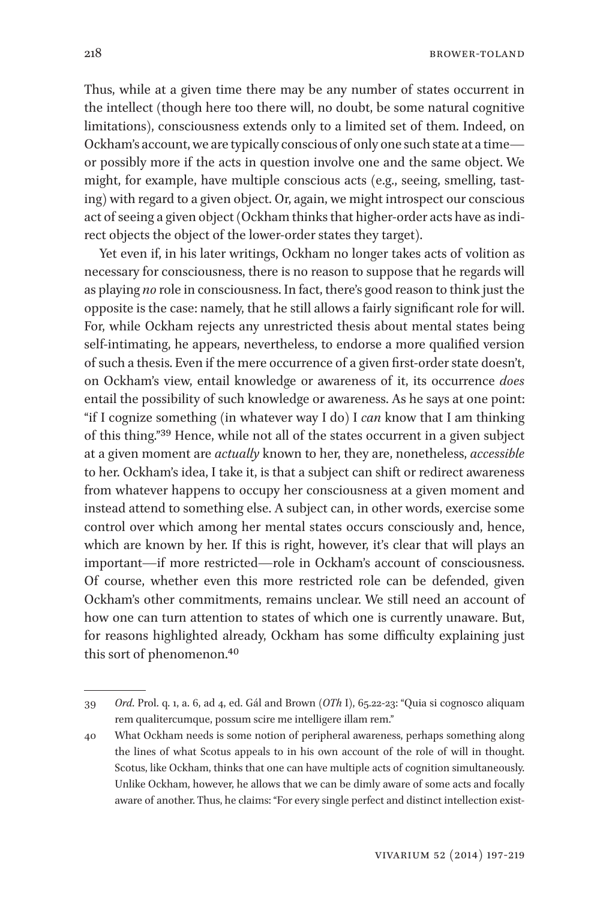Thus, while at a given time there may be any number of states occurrent in the intellect (though here too there will, no doubt, be some natural cognitive limitations), consciousness extends only to a limited set of them. Indeed, on Ockham's account, we are typically conscious of only one such state at a time—or possibly more if the acts in question involve one and the same object. We might, for example, have multiple conscious acts (e.g., seeing, smelling, tasting) with regard to a given object. Or, again, we might introspect our conscious act of seeing a given object (Ockham thinks that higher-order acts have as indirect objects the object of the lower-order states they target).

Yet even if, in his later writings, Ockham no longer takes acts of volition as necessary for consciousness, there is no reason to suppose that he regards will as playing *no* role in consciousness. In fact, there's good reason to think just the opposite is the case: namely, that he still allows a fairly significant role for will. For, while Ockham rejects any unrestricted thesis about mental states being self-intimating, he appears, nevertheless, to endorse a more qualified version of such a thesis. Even if the mere occurrence of a given first-order state doesn't, on Ockham's view, entail knowledge or awareness of it, its occurrence *does* entail the possibility of such knowledge or awareness. As he says at one point: "if I cognize something (in whatever way I do) I *can* know that I am thinking of this thing."[39] Hence, while not all of the states occurrent in a given subject at a given moment are *actually* known to her, they are, nonetheless, *accessible* to her. Ockham's idea, I take it, is that a subject can shift or redirect awareness from whatever happens to occupy her consciousness at a given moment and instead attend to something else. A subject can, in other words, exercise some control over which among her mental states occurs consciously and, hence, which are known by her. If this is right, however, it's clear that will plays an important—if more restricted—role in Ockham's account of consciousness. Of course, whether even this more restricted role can be defended, given Ockham's other commitments, remains unclear. We still need an account of how one can turn attention to states of which one is currently unaware. But, for reasons highlighted already, Ockham has some difficulty explaining just this sort of phenomenon.[40]

---

39 *Ord.* Prol. q. 1, a. 6, ad 4, ed. Gál and Brown (*OTh* I), 65.22-23: "Quia si cognosco aliquam rem qualitercumque, possum scire me intelligere illam rem."

40 What Ockham needs is some notion of peripheral awareness, perhaps something along the lines of what Scotus appeals to in his own account of the role of will in thought. Scotus, like Ockham, thinks that one can have multiple acts of cognition simultaneously. Unlike Ockham, however, he allows that we can be dimly aware of some acts and focally aware of another. Thus, he claims: "For every single perfect and distinct intellection exist-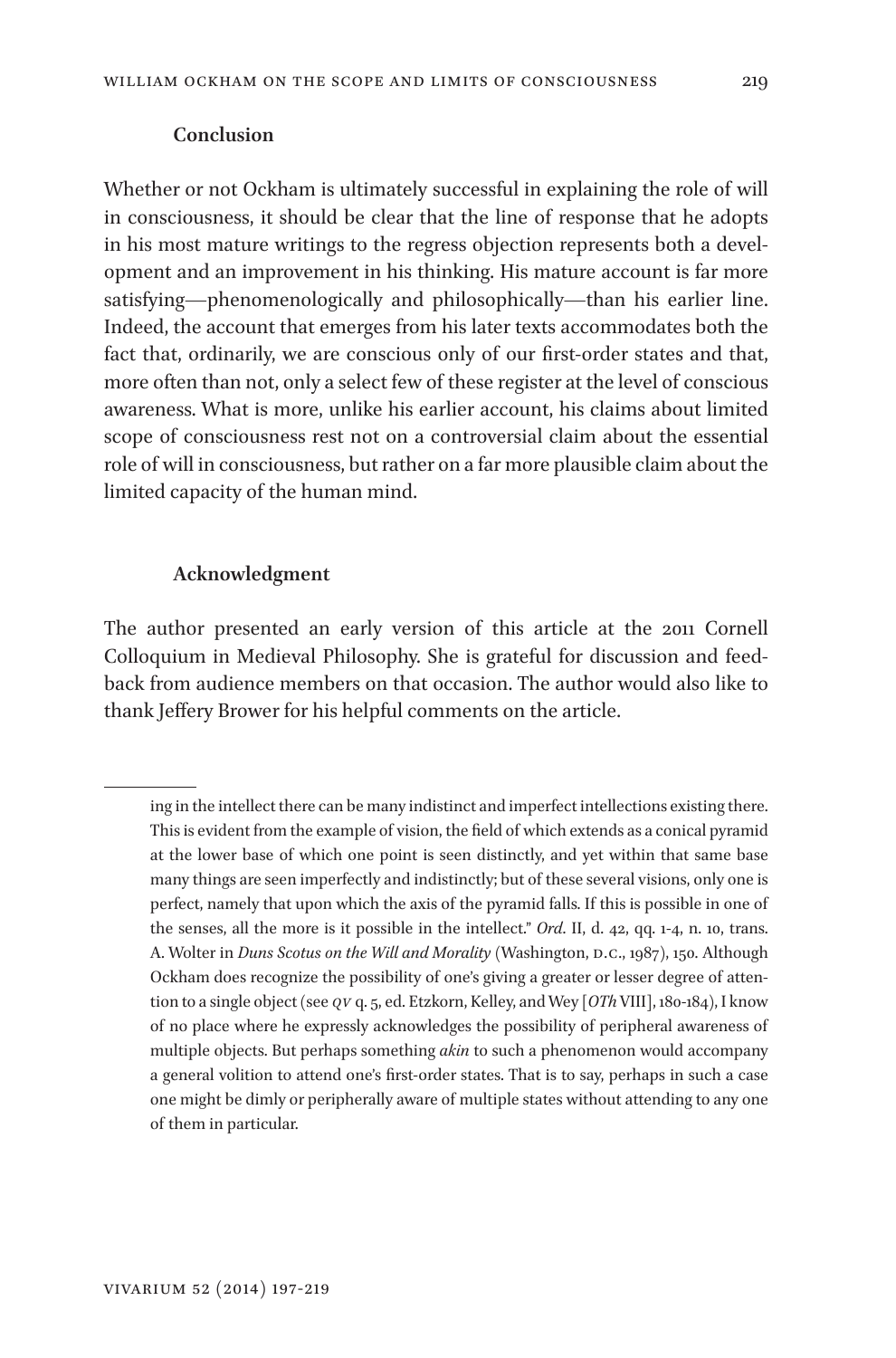## Conclusion

Whether or not Ockham is ultimately successful in explaining the role of will in consciousness, it should be clear that the line of response that he adopts in his most mature writings to the regress objection represents both a development and an improvement in his thinking. His mature account is far more satisfying—phenomenologically and philosophically—than his earlier line. Indeed, the account that emerges from his later texts accommodates both the fact that, ordinarily, we are conscious only of our first-order states and that, more often than not, only a select few of these register at the level of conscious awareness. What is more, unlike his earlier account, his claims about limited scope of consciousness rest not on a controversial claim about the essential role of will in consciousness, but rather on a far more plausible claim about the limited capacity of the human mind.

## Acknowledgment

The author presented an early version of this article at the 2011 Cornell Colloquium in Medieval Philosophy. She is grateful for discussion and feedback from audience members on that occasion. The author would also like to thank Jeffery Brower for his helpful comments on the article.

---

ing in the intellect there can be many indistinct and imperfect intellections existing there. This is evident from the example of vision, the field of which extends as a conical pyramid at the lower base of which one point is seen distinctly, and yet within that same base many things are seen imperfectly and indistinctly; but of these several visions, only one is perfect, namely that upon which the axis of the pyramid falls. If this is possible in one of the senses, all the more is it possible in the intellect." *Ord.* II, d. 42, qq. 1-4, n. 10, trans. A. Wolter in *Duns Scotus on the Will and Morality* (Washington, D.C., 1987), 150. Although Ockham does recognize the possibility of one's giving a greater or lesser degree of attention to a single object (see *QV* q. 5, ed. Etzkorn, Kelley, and Wey [*OTh* VIII], 180-184), I know of no place where he expressly acknowledges the possibility of peripheral awareness of multiple objects. But perhaps something *akin* to such a phenomenon would accompany a general volition to attend one's first-order states. That is to say, perhaps in such a case one might be dimly or peripherally aware of multiple states without attending to any one of them in particular.